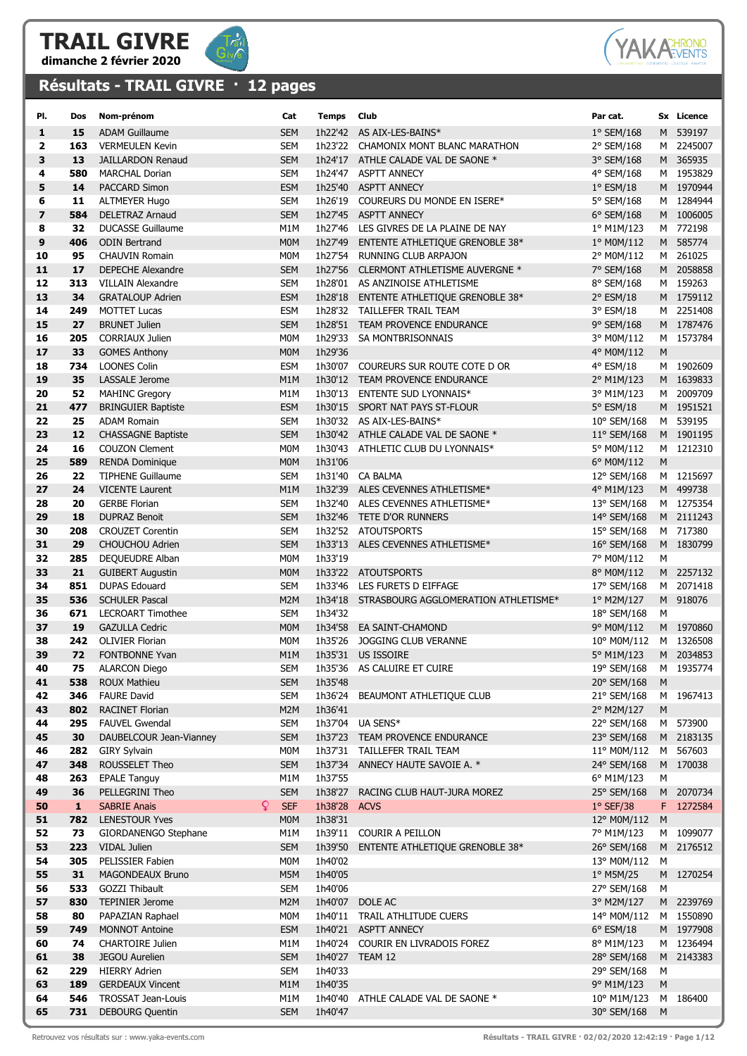# TRAIL GIVRE

**dimanche 2 février 2020**

## Résultats - TRAIL GIVRE · 12 pages

| Pl. | Dos | Nom-prénom | Cat | Temps | Club | Par cat. | Sx | Licence |
|---|---|---|---|---|---|---|---|---|
| 1 | 15 | ADAM Guillaume | SEM | 1h22'42 | AS AIX-LES-BAINS* | 1° SEM/168 | M | 539197 |
| 2 | 163 | VERMEULEN Kevin | SEM | 1h23'22 | CHAMONIX MONT BLANC MARATHON | 2° SEM/168 | M | 2245007 |
| 3 | 13 | JAILLARDON Renaud | SEM | 1h24'17 | ATHLE CALADE VAL DE SAONE * | 3° SEM/168 | M | 365935 |
| 4 | 580 | MARCHAL Dorian | SEM | 1h24'47 | ASPTT ANNECY | 4° SEM/168 | M | 1953829 |
| 5 | 14 | PACCARD Simon | ESM | 1h25'40 | ASPTT ANNECY | 1° ESM/18 | M | 1970944 |
| 6 | 11 | ALTMEYER Hugo | SEM | 1h26'19 | COUREURS DU MONDE EN ISERE* | 5° SEM/168 | M | 1284944 |
| 7 | 584 | DELETRAZ Arnaud | SEM | 1h27'45 | ASPTT ANNECY | 6° SEM/168 | M | 1006005 |
| 8 | 32 | DUCASSE Guillaume | M1M | 1h27'46 | LES GIVRES DE LA PLAINE DE NAY | 1° M1M/123 | M | 772198 |
| 9 | 406 | ODIN Bertrand | M0M | 1h27'49 | ENTENTE ATHLETIQUE GRENOBLE 38* | 1° M0M/112 | M | 585774 |
| 10 | 95 | CHAUVIN Romain | M0M | 1h27'54 | RUNNING CLUB ARPAJON | 2° M0M/112 | M | 261025 |
| 11 | 17 | DEPECHE Alexandre | SEM | 1h27'56 | CLERMONT ATHLETISME AUVERGNE * | 7° SEM/168 | M | 2058858 |
| 12 | 313 | VILLAIN Alexandre | SEM | 1h28'01 | AS ANZINOISE ATHLETISME | 8° SEM/168 | M | 159263 |
| 13 | 34 | GRATALOUP Adrien | ESM | 1h28'18 | ENTENTE ATHLETIQUE GRENOBLE 38* | 2° ESM/18 | M | 1759112 |
| 14 | 249 | MOTTET Lucas | ESM | 1h28'32 | TAILLEFER TRAIL TEAM | 3° ESM/18 | M | 2251408 |
| 15 | 27 | BRUNET Julien | SEM | 1h28'51 | TEAM PROVENCE ENDURANCE | 9° SEM/168 | M | 1787476 |
| 16 | 205 | CORRIAUX Julien | M0M | 1h29'33 | SA MONTBRISONNAIS | 3° M0M/112 | M | 1573784 |
| 17 | 33 | GOMES Anthony | M0M | 1h29'36 | | 4° M0M/112 | M | |
| 18 | 734 | LOONES Colin | ESM | 1h30'07 | COUREURS SUR ROUTE COTE D OR | 4° ESM/18 | M | 1902609 |
| 19 | 35 | LASSALE Jerome | M1M | 1h30'12 | TEAM PROVENCE ENDURANCE | 2° M1M/123 | M | 1639833 |
| 20 | 52 | MAHINC Gregory | M1M | 1h30'13 | ENTENTE SUD LYONNAIS* | 3° M1M/123 | M | 2009709 |
| 21 | 477 | BRINGUIER Baptiste | ESM | 1h30'15 | SPORT NAT PAYS ST-FLOUR | 5° ESM/18 | M | 1951521 |
| 22 | 25 | ADAM Romain | SEM | 1h30'32 | AS AIX-LES-BAINS* | 10° SEM/168 | M | 539195 |
| 23 | 12 | CHASSAGNE Baptiste | SEM | 1h30'42 | ATHLE CALADE VAL DE SAONE * | 11° SEM/168 | M | 1901195 |
| 24 | 16 | COUZON Clement | M0M | 1h30'43 | ATHLETIC CLUB DU LYONNAIS* | 5° M0M/112 | M | 1212310 |
| 25 | 589 | RENDA Dominique | M0M | 1h31'06 | | 6° M0M/112 | M | |
| 26 | 22 | TIPHENE Guillaume | SEM | 1h31'40 | CA BALMA | 12° SEM/168 | M | 1215697 |
| 27 | 24 | VICENTE Laurent | M1M | 1h32'39 | ALES CEVENNES ATHLETISME* | 4° M1M/123 | M | 499738 |
| 28 | 20 | GERBE Florian | SEM | 1h32'40 | ALES CEVENNES ATHLETISME* | 13° SEM/168 | M | 1275354 |
| 29 | 18 | DUPRAZ Benoit | SEM | 1h32'46 | TETE D'OR RUNNERS | 14° SEM/168 | M | 2111243 |
| 30 | 208 | CROUZET Corentin | SEM | 1h32'52 | ATOUTSPORTS | 15° SEM/168 | M | 717380 |
| 31 | 29 | CHOUCHOU Adrien | SEM | 1h33'13 | ALES CEVENNES ATHLETISME* | 16° SEM/168 | M | 1830799 |
| 32 | 285 | DEQUEUDRE Alban | M0M | 1h33'19 | | 7° M0M/112 | M | |
| 33 | 21 | GUIBERT Augustin | M0M | 1h33'22 | ATOUTSPORTS | 8° M0M/112 | M | 2257132 |
| 34 | 851 | DUPAS Edouard | SEM | 1h33'46 | LES FURETS D EIFFAGE | 17° SEM/168 | M | 2071418 |
| 35 | 536 | SCHULER Pascal | M2M | 1h34'18 | STRASBOURG AGGLOMERATION ATHLETISME* | 1° M2M/127 | M | 918076 |
| 36 | 671 | LECROART Timothee | SEM | 1h34'32 | | 18° SEM/168 | M | |
| 37 | 19 | GAZULLA Cedric | M0M | 1h34'58 | EA SAINT-CHAMOND | 9° M0M/112 | M | 1970860 |
| 38 | 242 | OLIVIER Florian | M0M | 1h35'26 | JOGGING CLUB VERANNE | 10° M0M/112 | M | 1326508 |
| 39 | 72 | FONTBONNE Yvan | M1M | 1h35'31 | US ISSOIRE | 5° M1M/123 | M | 2034853 |
| 40 | 75 | ALARCON Diego | SEM | 1h35'36 | AS CALUIRE ET CUIRE | 19° SEM/168 | M | 1935774 |
| 41 | 538 | ROUX Mathieu | SEM | 1h35'48 | | 20° SEM/168 | M | |
| 42 | 346 | FAURE David | SEM | 1h36'24 | BEAUMONT ATHLETIQUE CLUB | 21° SEM/168 | M | 1967413 |
| 43 | 802 | RACINET Florian | M2M | 1h36'41 | | 2° M2M/127 | M | |
| 44 | 295 | FAUVEL Gwendal | SEM | 1h37'04 | UA SENS* | 22° SEM/168 | M | 573900 |
| 45 | 30 | DAUBELCOUR Jean-Vianney | SEM | 1h37'23 | TEAM PROVENCE ENDURANCE | 23° SEM/168 | M | 2183135 |
| 46 | 282 | GIRY Sylvain | M0M | 1h37'31 | TAILLEFER TRAIL TEAM | 11° M0M/112 | M | 567603 |
| 47 | 348 | ROUSSELET Theo | SEM | 1h37'34 | ANNECY HAUTE SAVOIE A. * | 24° SEM/168 | M | 170038 |
| 48 | 263 | EPALE Tanguy | M1M | 1h37'55 | | 6° M1M/123 | M | |
| 49 | 36 | PELLEGRINI Theo | SEM | 1h38'27 | RACING CLUB HAUT-JURA MOREZ | 25° SEM/168 | M | 2070734 |
| 50 | 1 | SABRIE Anais ♀ | SEF | 1h38'28 | ACVS | 1° SEF/38 | F | 1272584 |
| 51 | 782 | LENESTOUR Yves | M0M | 1h38'31 | | 12° M0M/112 | M | |
| 52 | 73 | GIORDANENGO Stephane | M1M | 1h39'11 | COURIR A PEILLON | 7° M1M/123 | M | 1099077 |
| 53 | 223 | VIDAL Julien | SEM | 1h39'50 | ENTENTE ATHLETIQUE GRENOBLE 38* | 26° SEM/168 | M | 2176512 |
| 54 | 305 | PELISSIER Fabien | M0M | 1h40'02 | | 13° M0M/112 | M | |
| 55 | 31 | MAGONDEAUX Bruno | M5M | 1h40'05 | | 1° M5M/25 | M | 1270254 |
| 56 | 533 | GOZZI Thibault | SEM | 1h40'06 | | 27° SEM/168 | M | |
| 57 | 830 | TEPINIER Jerome | M2M | 1h40'07 | DOLE AC | 3° M2M/127 | M | 2239769 |
| 58 | 80 | PAPAZIAN Raphael | M0M | 1h40'11 | TRAIL ATHLITUDE CUERS | 14° M0M/112 | M | 1550890 |
| 59 | 749 | MONNOT Antoine | ESM | 1h40'21 | ASPTT ANNECY | 6° ESM/18 | M | 1977908 |
| 60 | 74 | CHARTOIRE Julien | M1M | 1h40'24 | COURIR EN LIVRADOIS FOREZ | 8° M1M/123 | M | 1236494 |
| 61 | 38 | JEGOU Aurelien | SEM | 1h40'27 | TEAM 12 | 28° SEM/168 | M | 2143383 |
| 62 | 229 | HIERRY Adrien | SEM | 1h40'33 | | 29° SEM/168 | M | |
| 63 | 189 | GERDEAUX Vincent | M1M | 1h40'35 | | 9° M1M/123 | M | |
| 64 | 546 | TROSSAT Jean-Louis | M1M | 1h40'40 | ATHLE CALADE VAL DE SAONE * | 10° M1M/123 | M | 186400 |
| 65 | 731 | DEBOURG Quentin | SEM | 1h40'47 | | 30° SEM/168 | M | |

Retrouvez vos résultats sur : www.yaka-events.com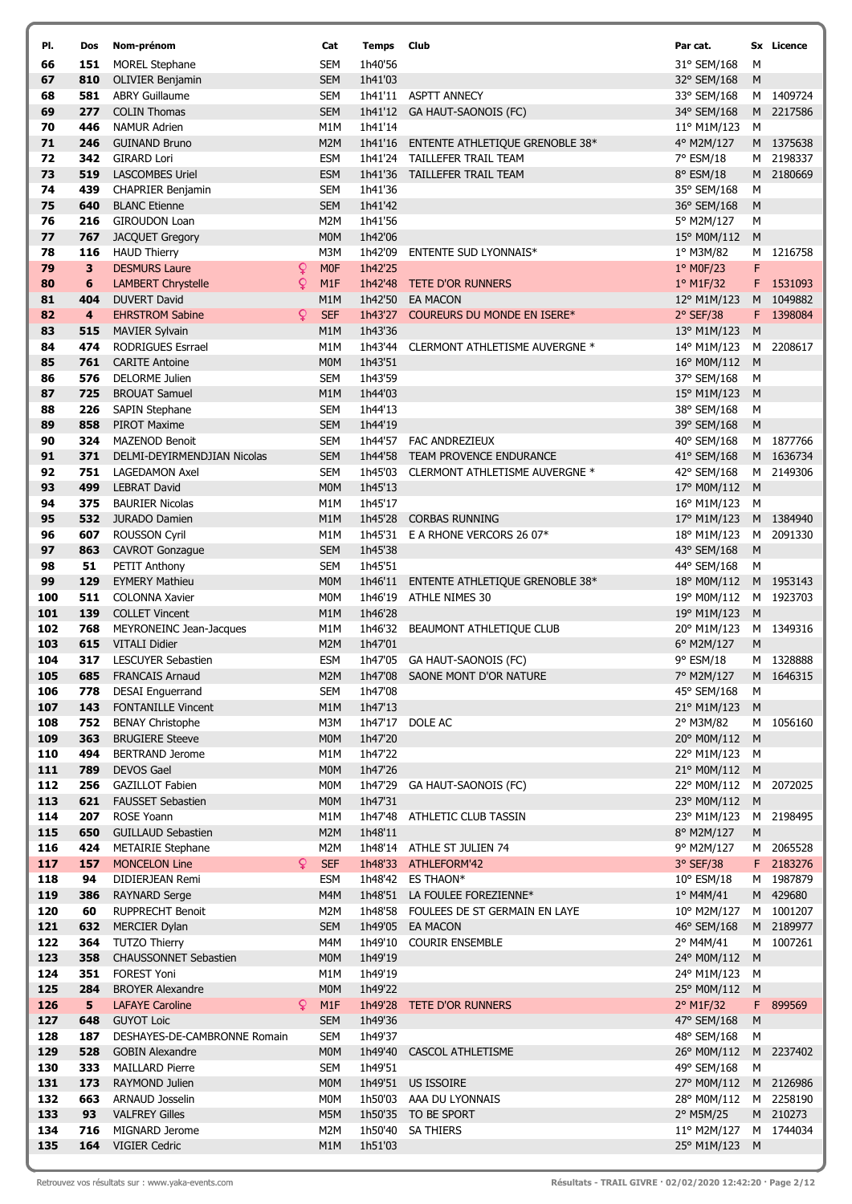| Pl. | Dos | Nom-prénom | Cat | Temps | Club | Par cat. | Sx | Licence |
|---|---|---|---|---|---|---|---|---|
| 66 | 151 | MOREL Stephane | SEM | 1h40'56 | | 31° SEM/168 | M | |
| 67 | 810 | OLIVIER Benjamin | SEM | 1h41'03 | | 32° SEM/168 | M | |
| 68 | 581 | ABRY Guillaume | SEM | 1h41'11 | ASPTT ANNECY | 33° SEM/168 | M | 1409724 |
| 69 | 277 | COLIN Thomas | SEM | 1h41'12 | GA HAUT-SAONOIS (FC) | 34° SEM/168 | M | 2217586 |
| 70 | 446 | NAMUR Adrien | M1M | 1h41'14 | | 11° M1M/123 | M | |
| 71 | 246 | GUINAND Bruno | M2M | 1h41'16 | ENTENTE ATHLETIQUE GRENOBLE 38* | 4° M2M/127 | M | 1375638 |
| 72 | 342 | GIRARD Lori | ESM | 1h41'24 | TAILLEFER TRAIL TEAM | 7° ESM/18 | M | 2198337 |
| 73 | 519 | LASCOMBES Uriel | ESM | 1h41'36 | TAILLEFER TRAIL TEAM | 8° ESM/18 | M | 2180669 |
| 74 | 439 | CHAPRIER Benjamin | SEM | 1h41'36 | | 35° SEM/168 | M | |
| 75 | 640 | BLANC Etienne | SEM | 1h41'42 | | 36° SEM/168 | M | |
| 76 | 216 | GIROUDON Loan | M2M | 1h41'56 | | 5° M2M/127 | M | |
| 77 | 767 | JACQUET Gregory | M0M | 1h42'06 | | 15° M0M/112 | M | |
| 78 | 116 | HAUD Thierry | M3M | 1h42'09 | ENTENTE SUD LYONNAIS* | 1° M3M/82 | M | 1216758 |
| 79 | 3 | DESMURS Laure ♀ | M0F | 1h42'25 | | 1° M0F/23 | F | |
| 80 | 6 | LAMBERT Chrystelle ♀ | M1F | 1h42'48 | TETE D'OR RUNNERS | 1° M1F/32 | F | 1531093 |
| 81 | 404 | DUVERT David | M1M | 1h42'50 | EA MACON | 12° M1M/123 | M | 1049882 |
| 82 | 4 | EHRSTROM Sabine ♀ | SEF | 1h43'27 | COUREURS DU MONDE EN ISERE* | 2° SEF/38 | F | 1398084 |
| 83 | 515 | MAVIER Sylvain | M1M | 1h43'36 | | 13° M1M/123 | M | |
| 84 | 474 | RODRIGUES Esrrael | M1M | 1h43'44 | CLERMONT ATHLETISME AUVERGNE * | 14° M1M/123 | M | 2208617 |
| 85 | 761 | CARITE Antoine | M0M | 1h43'51 | | 16° M0M/112 | M | |
| 86 | 576 | DELORME Julien | SEM | 1h43'59 | | 37° SEM/168 | M | |
| 87 | 725 | BROUAT Samuel | M1M | 1h44'03 | | 15° M1M/123 | M | |
| 88 | 226 | SAPIN Stephane | SEM | 1h44'13 | | 38° SEM/168 | M | |
| 89 | 858 | PIROT Maxime | SEM | 1h44'19 | | 39° SEM/168 | M | |
| 90 | 324 | MAZENOD Benoit | SEM | 1h44'57 | FAC ANDREZIEUX | 40° SEM/168 | M | 1877766 |
| 91 | 371 | DELMI-DEYIRMENDJIAN Nicolas | SEM | 1h44'58 | TEAM PROVENCE ENDURANCE | 41° SEM/168 | M | 1636734 |
| 92 | 751 | LAGEDAMON Axel | SEM | 1h45'03 | CLERMONT ATHLETISME AUVERGNE * | 42° SEM/168 | M | 2149306 |
| 93 | 499 | LEBRAT David | M0M | 1h45'13 | | 17° M0M/112 | M | |
| 94 | 375 | BAURIER Nicolas | M1M | 1h45'17 | | 16° M1M/123 | M | |
| 95 | 532 | JURADO Damien | M1M | 1h45'28 | CORBAS RUNNING | 17° M1M/123 | M | 1384940 |
| 96 | 607 | ROUSSON Cyril | M1M | 1h45'31 | E A RHONE VERCORS 26 07* | 18° M1M/123 | M | 2091330 |
| 97 | 863 | CAVROT Gonzague | SEM | 1h45'38 | | 43° SEM/168 | M | |
| 98 | 51 | PETIT Anthony | SEM | 1h45'51 | | 44° SEM/168 | M | |
| 99 | 129 | EYMERY Mathieu | M0M | 1h46'11 | ENTENTE ATHLETIQUE GRENOBLE 38* | 18° M0M/112 | M | 1953143 |
| 100 | 511 | COLONNA Xavier | M0M | 1h46'19 | ATHLE NIMES 30 | 19° M0M/112 | M | 1923703 |
| 101 | 139 | COLLET Vincent | M1M | 1h46'28 | | 19° M1M/123 | M | |
| 102 | 768 | MEYRONEINC Jean-Jacques | M1M | 1h46'32 | BEAUMONT ATHLETIQUE CLUB | 20° M1M/123 | M | 1349316 |
| 103 | 615 | VITALI Didier | M2M | 1h47'01 | | 6° M2M/127 | M | |
| 104 | 317 | LESCUYER Sebastien | ESM | 1h47'05 | GA HAUT-SAONOIS (FC) | 9° ESM/18 | M | 1328888 |
| 105 | 685 | FRANCAIS Arnaud | M2M | 1h47'08 | SAONE MONT D'OR NATURE | 7° M2M/127 | M | 1646315 |
| 106 | 778 | DESAI Enguerrand | SEM | 1h47'08 | | 45° SEM/168 | M | |
| 107 | 143 | FONTANILLE Vincent | M1M | 1h47'13 | | 21° M1M/123 | M | |
| 108 | 752 | BENAY Christophe | M3M | 1h47'17 | DOLE AC | 2° M3M/82 | M | 1056160 |
| 109 | 363 | BRUGIERE Steeve | M0M | 1h47'20 | | 20° M0M/112 | M | |
| 110 | 494 | BERTRAND Jerome | M1M | 1h47'22 | | 22° M1M/123 | M | |
| 111 | 789 | DEVOS Gael | M0M | 1h47'26 | | 21° M0M/112 | M | |
| 112 | 256 | GAZILLOT Fabien | M0M | 1h47'29 | GA HAUT-SAONOIS (FC) | 22° M0M/112 | M | 2072025 |
| 113 | 621 | FAUSSET Sebastien | M0M | 1h47'31 | | 23° M0M/112 | M | |
| 114 | 207 | ROSE Yoann | M1M | 1h47'48 | ATHLETIC CLUB TASSIN | 23° M1M/123 | M | 2198495 |
| 115 | 650 | GUILLAUD Sebastien | M2M | 1h48'11 | | 8° M2M/127 | M | |
| 116 | 424 | METAIRIE Stephane | M2M | 1h48'14 | ATHLE ST JULIEN 74 | 9° M2M/127 | M | 2065528 |
| 117 | 157 | MONCELON Line ♀ | SEF | 1h48'33 | ATHLEFORM'42 | 3° SEF/38 | F | 2183276 |
| 118 | 94 | DIDIERJEAN Remi | ESM | 1h48'42 | ES THAON* | 10° ESM/18 | M | 1987879 |
| 119 | 386 | RAYNARD Serge | M4M | 1h48'51 | LA FOULEE FOREZIENNE* | 1° M4M/41 | M | 429680 |
| 120 | 60 | RUPPRECHT Benoit | M2M | 1h48'58 | FOULEES DE ST GERMAIN EN LAYE | 10° M2M/127 | M | 1001207 |
| 121 | 632 | MERCIER Dylan | SEM | 1h49'05 | EA MACON | 46° SEM/168 | M | 2189977 |
| 122 | 364 | TUTZO Thierry | M4M | 1h49'10 | COURIR ENSEMBLE | 2° M4M/41 | M | 1007261 |
| 123 | 358 | CHAUSSONNET Sebastien | M0M | 1h49'19 | | 24° M0M/112 | M | |
| 124 | 351 | FOREST Yoni | M1M | 1h49'19 | | 24° M1M/123 | M | |
| 125 | 284 | BROYER Alexandre | M0M | 1h49'22 | | 25° M0M/112 | M | |
| 126 | 5 | LAFAYE Caroline ♀ | M1F | 1h49'28 | TETE D'OR RUNNERS | 2° M1F/32 | F | 899569 |
| 127 | 648 | GUYOT Loic | SEM | 1h49'36 | | 47° SEM/168 | M | |
| 128 | 187 | DESHAYES-DE-CAMBRONNE Romain | SEM | 1h49'37 | | 48° SEM/168 | M | |
| 129 | 528 | GOBIN Alexandre | M0M | 1h49'40 | CASCOL ATHLETISME | 26° M0M/112 | M | 2237402 |
| 130 | 333 | MAILLARD Pierre | SEM | 1h49'51 | | 49° SEM/168 | M | |
| 131 | 173 | RAYMOND Julien | M0M | 1h49'51 | US ISSOIRE | 27° M0M/112 | M | 2126986 |
| 132 | 663 | ARNAUD Josselin | M0M | 1h50'03 | AAA DU LYONNAIS | 28° M0M/112 | M | 2258190 |
| 133 | 93 | VALFREY Gilles | M5M | 1h50'35 | TO BE SPORT | 2° M5M/25 | M | 210273 |
| 134 | 716 | MIGNARD Jerome | M2M | 1h50'40 | SA THIERS | 11° M2M/127 | M | 1744034 |
| 135 | 164 | VIGIER Cedric | M1M | 1h51'03 | | 25° M1M/123 | M | |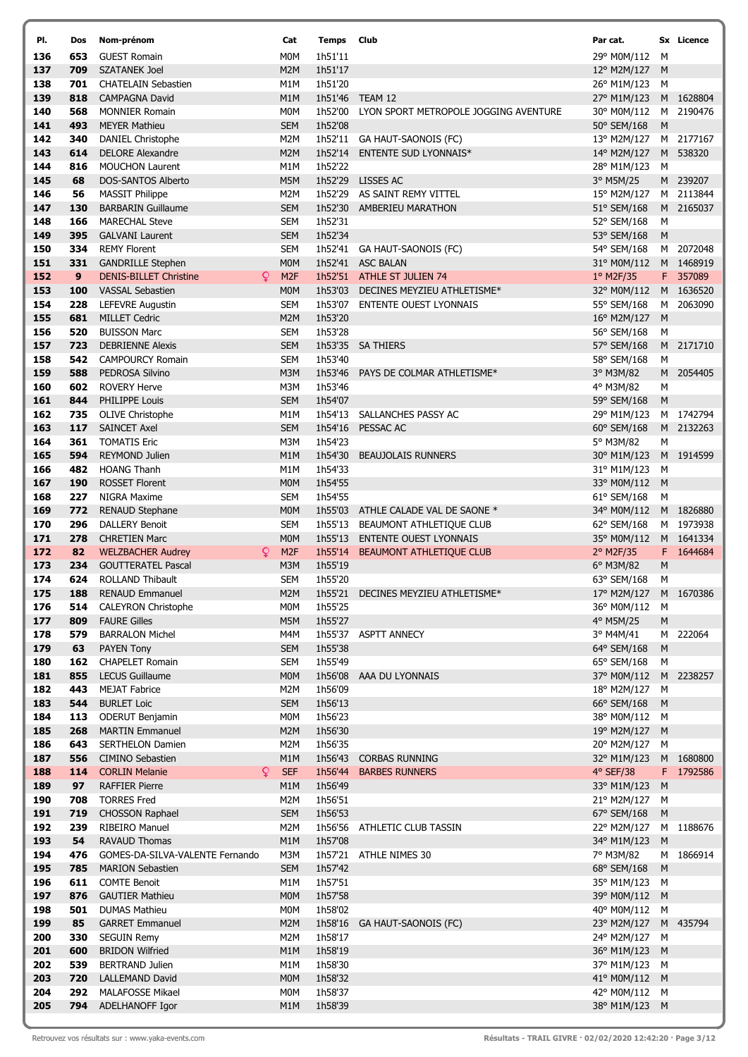| Pl. | Dos | Nom-prénom | Cat | Temps | Club | Par cat. | Sx | Licence |
|---|---|---|---|---|---|---|---|---|
| 136 | 653 | GUEST Romain | M0M | 1h51'11 | | 29° M0M/112 | M | |
| 137 | 709 | SZATANEK Joel | M2M | 1h51'17 | | 12° M2M/127 | M | |
| 138 | 701 | CHATELAIN Sebastien | M1M | 1h51'20 | | 26° M1M/123 | M | |
| 139 | 818 | CAMPAGNA David | M1M | 1h51'46 | TEAM 12 | 27° M1M/123 | M | 1628804 |
| 140 | 568 | MONNIER Romain | M0M | 1h52'00 | LYON SPORT METROPOLE JOGGING AVENTURE | 30° M0M/112 | M | 2190476 |
| 141 | 493 | MEYER Mathieu | SEM | 1h52'08 | | 50° SEM/168 | M | |
| 142 | 340 | DANIEL Christophe | M2M | 1h52'11 | GA HAUT-SAONOIS (FC) | 13° M2M/127 | M | 2177167 |
| 143 | 614 | DELORE Alexandre | M2M | 1h52'14 | ENTENTE SUD LYONNAIS* | 14° M2M/127 | M | 538320 |
| 144 | 816 | MOUCHON Laurent | M1M | 1h52'22 | | 28° M1M/123 | M | |
| 145 | 68 | DOS-SANTOS Alberto | M5M | 1h52'29 | LISSES AC | 3° M5M/25 | M | 239207 |
| 146 | 56 | MASSIT Philippe | M2M | 1h52'29 | AS SAINT REMY VITTEL | 15° M2M/127 | M | 2113844 |
| 147 | 130 | BARBARIN Guillaume | SEM | 1h52'30 | AMBERIEU MARATHON | 51° SEM/168 | M | 2165037 |
| 148 | 166 | MARECHAL Steve | SEM | 1h52'31 | | 52° SEM/168 | M | |
| 149 | 395 | GALVANI Laurent | SEM | 1h52'34 | | 53° SEM/168 | M | |
| 150 | 334 | REMY Florent | SEM | 1h52'41 | GA HAUT-SAONOIS (FC) | 54° SEM/168 | M | 2072048 |
| 151 | 331 | GANDRILLE Stephen | M0M | 1h52'41 | ASC BALAN | 31° M0M/112 | M | 1468919 |
| 152 | 9 | DENIS-BILLET Christine ♀ | M2F | 1h52'51 | ATHLE ST JULIEN 74 | 1° M2F/35 | F | 357089 |
| 153 | 100 | VASSAL Sebastien | M0M | 1h53'03 | DECINES MEYZIEU ATHLETISME* | 32° M0M/112 | M | 1636520 |
| 154 | 228 | LEFEVRE Augustin | SEM | 1h53'07 | ENTENTE OUEST LYONNAIS | 55° SEM/168 | M | 2063090 |
| 155 | 681 | MILLET Cedric | M2M | 1h53'20 | | 16° M2M/127 | M | |
| 156 | 520 | BUISSON Marc | SEM | 1h53'28 | | 56° SEM/168 | M | |
| 157 | 723 | DEBRIENNE Alexis | SEM | 1h53'35 | SA THIERS | 57° SEM/168 | M | 2171710 |
| 158 | 542 | CAMPOURCY Romain | SEM | 1h53'40 | | 58° SEM/168 | M | |
| 159 | 588 | PEDROSA Silvino | M3M | 1h53'46 | PAYS DE COLMAR ATHLETISME* | 3° M3M/82 | M | 2054405 |
| 160 | 602 | ROVERY Herve | M3M | 1h53'46 | | 4° M3M/82 | M | |
| 161 | 844 | PHILIPPE Louis | SEM | 1h54'07 | | 59° SEM/168 | M | |
| 162 | 735 | OLIVE Christophe | M1M | 1h54'13 | SALLANCHES PASSY AC | 29° M1M/123 | M | 1742794 |
| 163 | 117 | SAINCET Axel | SEM | 1h54'16 | PESSAC AC | 60° SEM/168 | M | 2132263 |
| 164 | 361 | TOMATIS Eric | M3M | 1h54'23 | | 5° M3M/82 | M | |
| 165 | 594 | REYMOND Julien | M1M | 1h54'30 | BEAUJOLAIS RUNNERS | 30° M1M/123 | M | 1914599 |
| 166 | 482 | HOANG Thanh | M1M | 1h54'33 | | 31° M1M/123 | M | |
| 167 | 190 | ROSSET Florent | M0M | 1h54'55 | | 33° M0M/112 | M | |
| 168 | 227 | NIGRA Maxime | SEM | 1h54'55 | | 61° SEM/168 | M | |
| 169 | 772 | RENAUD Stephane | M0M | 1h55'03 | ATHLE CALADE VAL DE SAONE * | 34° M0M/112 | M | 1826880 |
| 170 | 296 | DALLERY Benoit | SEM | 1h55'13 | BEAUMONT ATHLETIQUE CLUB | 62° SEM/168 | M | 1973938 |
| 171 | 278 | CHRETIEN Marc | M0M | 1h55'13 | ENTENTE OUEST LYONNAIS | 35° M0M/112 | M | 1641334 |
| 172 | 82 | WELZBACHER Audrey ♀ | M2F | 1h55'14 | BEAUMONT ATHLETIQUE CLUB | 2° M2F/35 | F | 1644684 |
| 173 | 234 | GOUTTERATEL Pascal | M3M | 1h55'19 | | 6° M3M/82 | M | |
| 174 | 624 | ROLLAND Thibault | SEM | 1h55'20 | | 63° SEM/168 | M | |
| 175 | 188 | RENAUD Emmanuel | M2M | 1h55'21 | DECINES MEYZIEU ATHLETISME* | 17° M2M/127 | M | 1670386 |
| 176 | 514 | CALEYRON Christophe | M0M | 1h55'25 | | 36° M0M/112 | M | |
| 177 | 809 | FAURE Gilles | M5M | 1h55'27 | | 4° M5M/25 | M | |
| 178 | 579 | BARRALON Michel | M4M | 1h55'37 | ASPTT ANNECY | 3° M4M/41 | M | 222064 |
| 179 | 63 | PAYEN Tony | SEM | 1h55'38 | | 64° SEM/168 | M | |
| 180 | 162 | CHAPELET Romain | SEM | 1h55'49 | | 65° SEM/168 | M | |
| 181 | 855 | LECUS Guillaume | M0M | 1h56'08 | AAA DU LYONNAIS | 37° M0M/112 | M | 2238257 |
| 182 | 443 | MEJAT Fabrice | M2M | 1h56'09 | | 18° M2M/127 | M | |
| 183 | 544 | BURLET Loic | SEM | 1h56'13 | | 66° SEM/168 | M | |
| 184 | 113 | ODERUT Benjamin | M0M | 1h56'23 | | 38° M0M/112 | M | |
| 185 | 268 | MARTIN Emmanuel | M2M | 1h56'30 | | 19° M2M/127 | M | |
| 186 | 643 | SERTHELON Damien | M2M | 1h56'35 | | 20° M2M/127 | M | |
| 187 | 556 | CIMINO Sebastien | M1M | 1h56'43 | CORBAS RUNNING | 32° M1M/123 | M | 1680800 |
| 188 | 114 | CORLIN Melanie ♀ | SEF | 1h56'44 | BARBES RUNNERS | 4° SEF/38 | F | 1792586 |
| 189 | 97 | RAFFIER Pierre | M1M | 1h56'49 | | 33° M1M/123 | M | |
| 190 | 708 | TORRES Fred | M2M | 1h56'51 | | 21° M2M/127 | M | |
| 191 | 719 | CHOSSON Raphael | SEM | 1h56'53 | | 67° SEM/168 | M | |
| 192 | 239 | RIBEIRO Manuel | M2M | 1h56'56 | ATHLETIC CLUB TASSIN | 22° M2M/127 | M | 1188676 |
| 193 | 54 | RAVAUD Thomas | M1M | 1h57'08 | | 34° M1M/123 | M | |
| 194 | 476 | GOMES-DA-SILVA-VALENTE Fernando | M3M | 1h57'21 | ATHLE NIMES 30 | 7° M3M/82 | M | 1866914 |
| 195 | 785 | MARION Sebastien | SEM | 1h57'42 | | 68° SEM/168 | M | |
| 196 | 611 | COMTE Benoit | M1M | 1h57'51 | | 35° M1M/123 | M | |
| 197 | 876 | GAUTIER Mathieu | M0M | 1h57'58 | | 39° M0M/112 | M | |
| 198 | 501 | DUMAS Mathieu | M0M | 1h58'02 | | 40° M0M/112 | M | |
| 199 | 85 | GARRET Emmanuel | M2M | 1h58'16 | GA HAUT-SAONOIS (FC) | 23° M2M/127 | M | 435794 |
| 200 | 330 | SEGUIN Remy | M2M | 1h58'17 | | 24° M2M/127 | M | |
| 201 | 600 | BRIDON Wilfried | M1M | 1h58'19 | | 36° M1M/123 | M | |
| 202 | 539 | BERTRAND Julien | M1M | 1h58'30 | | 37° M1M/123 | M | |
| 203 | 720 | LALLEMAND David | M0M | 1h58'32 | | 41° M0M/112 | M | |
| 204 | 292 | MALAFOSSE Mikael | M0M | 1h58'37 | | 42° M0M/112 | M | |
| 205 | 794 | ADELHANOFF Igor | M1M | 1h58'39 | | 38° M1M/123 | M | |

Retrouvez vos résultats sur : www.yaka-events.com

Résultats - TRAIL GIVRE · 02/02/2020 12:42:20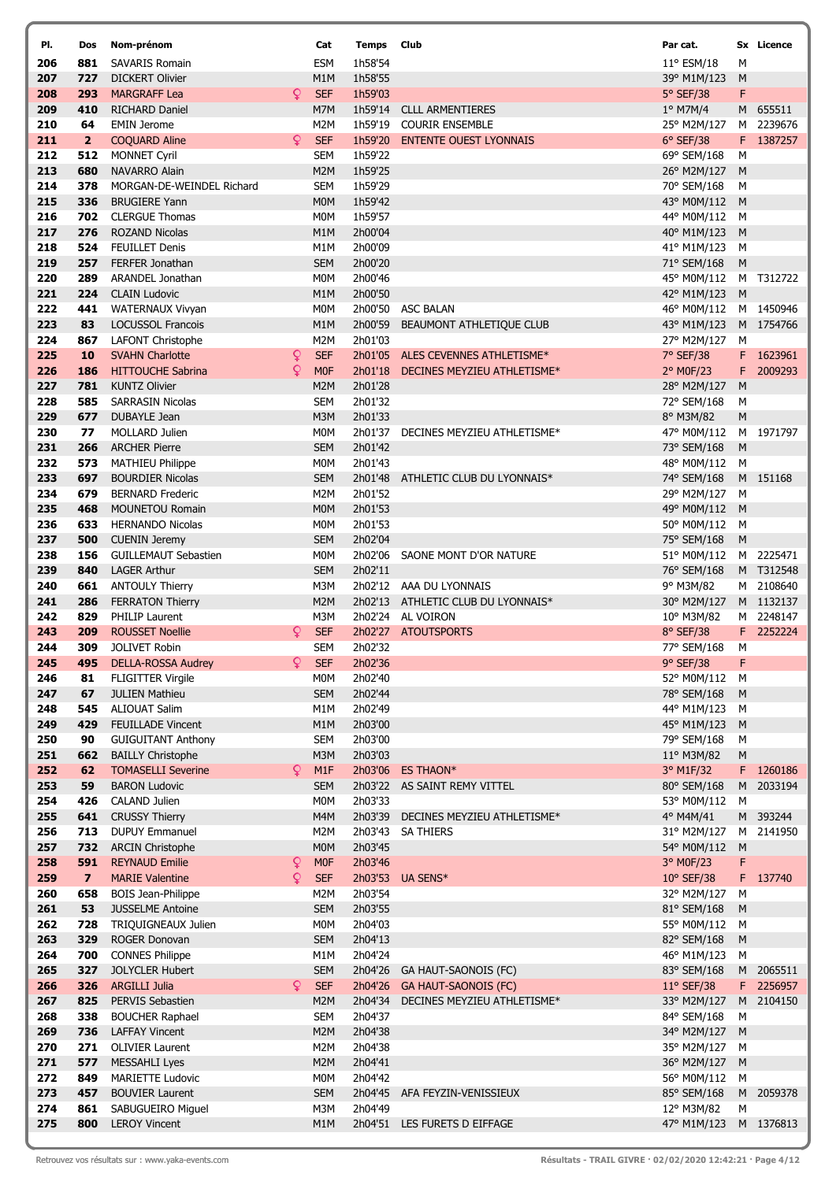| Pl. | Dos | Nom-prénom | | Cat | Temps | Club | Par cat. | Sx | Licence |
|---|---|---|---|---|---|---|---|---|---|
| 206 | 881 | SAVARIS Romain | | ESM | 1h58'54 | | 11° ESM/18 | M | |
| 207 | 727 | DICKERT Olivier | | M1M | 1h58'55 | | 39° M1M/123 | M | |
| 208 | 293 | MARGRAFF Lea | ♀ | SEF | 1h59'03 | | 5° SEF/38 | F | |
| 209 | 410 | RICHARD Daniel | | M7M | 1h59'14 | CLLL ARMENTIERES | 1° M7M/4 | M | 655511 |
| 210 | 64 | EMIN Jerome | | M2M | 1h59'19 | COURIR ENSEMBLE | 25° M2M/127 | M | 2239676 |
| 211 | 2 | COQUARD Aline | ♀ | SEF | 1h59'20 | ENTENTE OUEST LYONNAIS | 6° SEF/38 | F | 1387257 |
| 212 | 512 | MONNET Cyril | | SEM | 1h59'22 | | 69° SEM/168 | M | |
| 213 | 680 | NAVARRO Alain | | M2M | 1h59'25 | | 26° M2M/127 | M | |
| 214 | 378 | MORGAN-DE-WEINDEL Richard | | SEM | 1h59'29 | | 70° SEM/168 | M | |
| 215 | 336 | BRUGIERE Yann | | M0M | 1h59'42 | | 43° M0M/112 | M | |
| 216 | 702 | CLERGUE Thomas | | M0M | 1h59'57 | | 44° M0M/112 | M | |
| 217 | 276 | ROZAND Nicolas | | M1M | 2h00'04 | | 40° M1M/123 | M | |
| 218 | 524 | FEUILLET Denis | | M1M | 2h00'09 | | 41° M1M/123 | M | |
| 219 | 257 | FERFER Jonathan | | SEM | 2h00'20 | | 71° SEM/168 | M | |
| 220 | 289 | ARANDEL Jonathan | | M0M | 2h00'46 | | 45° M0M/112 | M | T312722 |
| 221 | 224 | CLAIN Ludovic | | M1M | 2h00'50 | | 42° M1M/123 | M | |
| 222 | 441 | WATERNAUX Vivyan | | M0M | 2h00'50 | ASC BALAN | 46° M0M/112 | M | 1450946 |
| 223 | 83 | LOCUSSOL Francois | | M1M | 2h00'59 | BEAUMONT ATHLETIQUE CLUB | 43° M1M/123 | M | 1754766 |
| 224 | 867 | LAFONT Christophe | | M2M | 2h01'03 | | 27° M2M/127 | M | |
| 225 | 10 | SVAHN Charlotte | ♀ | SEF | 2h01'05 | ALES CEVENNES ATHLETISME* | 7° SEF/38 | F | 1623961 |
| 226 | 186 | HITTOUCHE Sabrina | ♀ | M0F | 2h01'18 | DECINES MEYZIEU ATHLETISME* | 2° M0F/23 | F | 2009293 |
| 227 | 781 | KUNTZ Olivier | | M2M | 2h01'28 | | 28° M2M/127 | M | |
| 228 | 585 | SARRASIN Nicolas | | SEM | 2h01'32 | | 72° SEM/168 | M | |
| 229 | 677 | DUBAYLE Jean | | M3M | 2h01'33 | | 8° M3M/82 | M | |
| 230 | 77 | MOLLARD Julien | | M0M | 2h01'37 | DECINES MEYZIEU ATHLETISME* | 47° M0M/112 | M | 1971797 |
| 231 | 266 | ARCHER Pierre | | SEM | 2h01'42 | | 73° SEM/168 | M | |
| 232 | 573 | MATHIEU Philippe | | M0M | 2h01'43 | | 48° M0M/112 | M | |
| 233 | 697 | BOURDIER Nicolas | | SEM | 2h01'48 | ATHLETIC CLUB DU LYONNAIS* | 74° SEM/168 | M | 151168 |
| 234 | 679 | BERNARD Frederic | | M2M | 2h01'52 | | 29° M2M/127 | M | |
| 235 | 468 | MOUNETOU Romain | | M0M | 2h01'53 | | 49° M0M/112 | M | |
| 236 | 633 | HERNANDO Nicolas | | M0M | 2h01'53 | | 50° M0M/112 | M | |
| 237 | 500 | CUENIN Jeremy | | SEM | 2h02'04 | | 75° SEM/168 | M | |
| 238 | 156 | GUILLEMAUT Sebastien | | M0M | 2h02'06 | SAONE MONT D'OR NATURE | 51° M0M/112 | M | 2225471 |
| 239 | 840 | LAGER Arthur | | SEM | 2h02'11 | | 76° SEM/168 | M | T312548 |
| 240 | 661 | ANTOULY Thierry | | M3M | 2h02'12 | AAA DU LYONNAIS | 9° M3M/82 | M | 2108640 |
| 241 | 286 | FERRATON Thierry | | M2M | 2h02'13 | ATHLETIC CLUB DU LYONNAIS* | 30° M2M/127 | M | 1132137 |
| 242 | 829 | PHILIP Laurent | | M3M | 2h02'24 | AL VOIRON | 10° M3M/82 | M | 2248147 |
| 243 | 209 | ROUSSET Noellie | ♀ | SEF | 2h02'27 | ATOUTSPORTS | 8° SEF/38 | F | 2252224 |
| 244 | 309 | JOLIVET Robin | | SEM | 2h02'32 | | 77° SEM/168 | M | |
| 245 | 495 | DELLA-ROSSA Audrey | ♀ | SEF | 2h02'36 | | 9° SEF/38 | F | |
| 246 | 81 | FLIGITTER Virgile | | M0M | 2h02'40 | | 52° M0M/112 | M | |
| 247 | 67 | JULIEN Mathieu | | SEM | 2h02'44 | | 78° SEM/168 | M | |
| 248 | 545 | ALIOUAT Salim | | M1M | 2h02'49 | | 44° M1M/123 | M | |
| 249 | 429 | FEUILLADE Vincent | | M1M | 2h03'00 | | 45° M1M/123 | M | |
| 250 | 90 | GUIGUITANT Anthony | | SEM | 2h03'00 | | 79° SEM/168 | M | |
| 251 | 662 | BAILLY Christophe | | M3M | 2h03'03 | | 11° M3M/82 | M | |
| 252 | 62 | TOMASELLI Severine | ♀ | M1F | 2h03'06 | ES THAON* | 3° M1F/32 | F | 1260186 |
| 253 | 59 | BARON Ludovic | | SEM | 2h03'22 | AS SAINT REMY VITTEL | 80° SEM/168 | M | 2033194 |
| 254 | 426 | CALAND Julien | | M0M | 2h03'33 | | 53° M0M/112 | M | |
| 255 | 641 | CRUSSY Thierry | | M4M | 2h03'39 | DECINES MEYZIEU ATHLETISME* | 4° M4M/41 | M | 393244 |
| 256 | 713 | DUPUY Emmanuel | | M2M | 2h03'43 | SA THIERS | 31° M2M/127 | M | 2141950 |
| 257 | 732 | ARCIN Christophe | | M0M | 2h03'45 | | 54° M0M/112 | M | |
| 258 | 591 | REYNAUD Emilie | ♀ | M0F | 2h03'46 | | 3° M0F/23 | F | |
| 259 | 7 | MARIE Valentine | ♀ | SEF | 2h03'53 | UA SENS* | 10° SEF/38 | F | 137740 |
| 260 | 658 | BOIS Jean-Philippe | | M2M | 2h03'54 | | 32° M2M/127 | M | |
| 261 | 53 | JUSSELME Antoine | | SEM | 2h03'55 | | 81° SEM/168 | M | |
| 262 | 728 | TRIQUIGNEAUX Julien | | M0M | 2h04'03 | | 55° M0M/112 | M | |
| 263 | 329 | ROGER Donovan | | SEM | 2h04'13 | | 82° SEM/168 | M | |
| 264 | 700 | CONNES Philippe | | M1M | 2h04'24 | | 46° M1M/123 | M | |
| 265 | 327 | JOLYCLER Hubert | | SEM | 2h04'26 | GA HAUT-SAONOIS (FC) | 83° SEM/168 | M | 2065511 |
| 266 | 326 | ARGILLI Julia | ♀ | SEF | 2h04'26 | GA HAUT-SAONOIS (FC) | 11° SEF/38 | F | 2256957 |
| 267 | 825 | PERVIS Sebastien | | M2M | 2h04'34 | DECINES MEYZIEU ATHLETISME* | 33° M2M/127 | M | 2104150 |
| 268 | 338 | BOUCHER Raphael | | SEM | 2h04'37 | | 84° SEM/168 | M | |
| 269 | 736 | LAFFAY Vincent | | M2M | 2h04'38 | | 34° M2M/127 | M | |
| 270 | 271 | OLIVIER Laurent | | M2M | 2h04'38 | | 35° M2M/127 | M | |
| 271 | 577 | MESSAHLI Lyes | | M2M | 2h04'41 | | 36° M2M/127 | M | |
| 272 | 849 | MARIETTE Ludovic | | M0M | 2h04'42 | | 56° M0M/112 | M | |
| 273 | 457 | BOUVIER Laurent | | SEM | 2h04'45 | AFA FEYZIN-VENISSIEUX | 85° SEM/168 | M | 2059378 |
| 274 | 861 | SABUGUEIRO Miguel | | M3M | 2h04'49 | | 12° M3M/82 | M | |
| 275 | 800 | LEROY Vincent | | M1M | 2h04'51 | LES FURETS D EIFFAGE | 47° M1M/123 | M | 1376813 |

Retrouvez vos résultats sur : www.yaka-events.com

Résultats - TRAIL GIVRE · 02/02/2020 12:42:21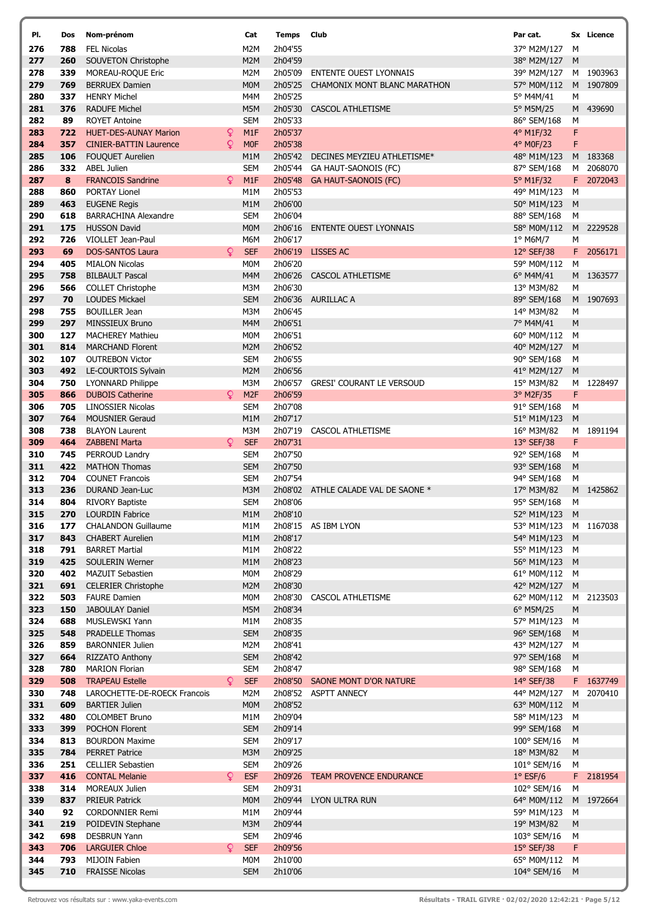| Pl. | Dos | Nom-prénom | | Cat | Temps | Club | Par cat. | Sx | Licence |
|---|---|---|---|---|---|---|---|---|---|
| 276 | 788 | FEL Nicolas | | M2M | 2h04'55 | | 37° M2M/127 | M | |
| 277 | 260 | SOUVETON Christophe | | M2M | 2h04'59 | | 38° M2M/127 | M | |
| 278 | 339 | MOREAU-ROQUE Eric | | M2M | 2h05'09 | ENTENTE OUEST LYONNAIS | 39° M2M/127 | M | 1903963 |
| 279 | 769 | BERRUEX Damien | | M0M | 2h05'25 | CHAMONIX MONT BLANC MARATHON | 57° M0M/112 | M | 1907809 |
| 280 | 337 | HENRY Michel | | M4M | 2h05'25 | | 5° M4M/41 | M | |
| 281 | 376 | RADUFE Michel | | M5M | 2h05'30 | CASCOL ATHLETISME | 5° M5M/25 | M | 439690 |
| 282 | 89 | ROYET Antoine | | SEM | 2h05'33 | | 86° SEM/168 | M | |
| 283 | 722 | HUET-DES-AUNAY Marion | ♀ | M1F | 2h05'37 | | 4° M1F/32 | F | |
| 284 | 357 | CINIER-BATTIN Laurence | ♀ | M0F | 2h05'38 | | 4° M0F/23 | F | |
| 285 | 106 | FOUQUET Aurelien | | M1M | 2h05'42 | DECINES MEYZIEU ATHLETISME* | 48° M1M/123 | M | 183368 |
| 286 | 332 | ABEL Julien | | SEM | 2h05'44 | GA HAUT-SAONOIS (FC) | 87° SEM/168 | M | 2068070 |
| 287 | 8 | FRANCOIS Sandrine | ♀ | M1F | 2h05'48 | GA HAUT-SAONOIS (FC) | 5° M1F/32 | F | 2072043 |
| 288 | 860 | PORTAY Lionel | | M1M | 2h05'53 | | 49° M1M/123 | M | |
| 289 | 463 | EUGENE Regis | | M1M | 2h06'00 | | 50° M1M/123 | M | |
| 290 | 618 | BARRACHINA Alexandre | | SEM | 2h06'04 | | 88° SEM/168 | M | |
| 291 | 175 | HUSSON David | | M0M | 2h06'16 | ENTENTE OUEST LYONNAIS | 58° M0M/112 | M | 2229528 |
| 292 | 726 | VIOLLET Jean-Paul | | M6M | 2h06'17 | | 1° M6M/7 | M | |
| 293 | 69 | DOS-SANTOS Laura | ♀ | SEF | 2h06'19 | LISSES AC | 12° SEF/38 | F | 2056171 |
| 294 | 405 | MIALON Nicolas | | M0M | 2h06'20 | | 59° M0M/112 | M | |
| 295 | 758 | BILBAULT Pascal | | M4M | 2h06'26 | CASCOL ATHLETISME | 6° M4M/41 | M | 1363577 |
| 296 | 566 | COLLET Christophe | | M3M | 2h06'30 | | 13° M3M/82 | M | |
| 297 | 70 | LOUDES Mickael | | SEM | 2h06'36 | AURILLAC A | 89° SEM/168 | M | 1907693 |
| 298 | 755 | BOUILLER Jean | | M3M | 2h06'45 | | 14° M3M/82 | M | |
| 299 | 297 | MINSSIEUX Bruno | | M4M | 2h06'51 | | 7° M4M/41 | M | |
| 300 | 127 | MACHEREY Mathieu | | M0M | 2h06'51 | | 60° M0M/112 | M | |
| 301 | 814 | MARCHAND Florent | | M2M | 2h06'52 | | 40° M2M/127 | M | |
| 302 | 107 | OUTREBON Victor | | SEM | 2h06'55 | | 90° SEM/168 | M | |
| 303 | 492 | LE-COURTOIS Sylvain | | M2M | 2h06'56 | | 41° M2M/127 | M | |
| 304 | 750 | LYONNARD Philippe | | M3M | 2h06'57 | GRESI' COURANT LE VERSOUD | 15° M3M/82 | M | 1228497 |
| 305 | 866 | DUBOIS Catherine | ♀ | M2F | 2h06'59 | | 3° M2F/35 | F | |
| 306 | 705 | LINOSSIER Nicolas | | SEM | 2h07'08 | | 91° SEM/168 | M | |
| 307 | 764 | MOUSNIER Geraud | | M1M | 2h07'17 | | 51° M1M/123 | M | |
| 308 | 738 | BLAYON Laurent | | M3M | 2h07'19 | CASCOL ATHLETISME | 16° M3M/82 | M | 1891194 |
| 309 | 464 | ZABBENI Marta | ♀ | SEF | 2h07'31 | | 13° SEF/38 | F | |
| 310 | 745 | PERROUD Landry | | SEM | 2h07'50 | | 92° SEM/168 | M | |
| 311 | 422 | MATHON Thomas | | SEM | 2h07'50 | | 93° SEM/168 | M | |
| 312 | 704 | COUNET Francois | | SEM | 2h07'54 | | 94° SEM/168 | M | |
| 313 | 236 | DURAND Jean-Luc | | M3M | 2h08'02 | ATHLE CALADE VAL DE SAONE * | 17° M3M/82 | M | 1425862 |
| 314 | 804 | RIVORY Baptiste | | SEM | 2h08'06 | | 95° SEM/168 | M | |
| 315 | 270 | LOURDIN Fabrice | | M1M | 2h08'10 | | 52° M1M/123 | M | |
| 316 | 177 | CHALANDON Guillaume | | M1M | 2h08'15 | AS IBM LYON | 53° M1M/123 | M | 1167038 |
| 317 | 843 | CHABERT Aurelien | | M1M | 2h08'17 | | 54° M1M/123 | M | |
| 318 | 791 | BARRET Martial | | M1M | 2h08'22 | | 55° M1M/123 | M | |
| 319 | 425 | SOULERIN Werner | | M1M | 2h08'23 | | 56° M1M/123 | M | |
| 320 | 402 | MAZUIT Sebastien | | M0M | 2h08'29 | | 61° M0M/112 | M | |
| 321 | 691 | CELERIER Christophe | | M2M | 2h08'30 | | 42° M2M/127 | M | |
| 322 | 503 | FAURE Damien | | M0M | 2h08'30 | CASCOL ATHLETISME | 62° M0M/112 | M | 2123503 |
| 323 | 150 | JABOULAY Daniel | | M5M | 2h08'34 | | 6° M5M/25 | M | |
| 324 | 688 | MUSLEWSKI Yann | | M1M | 2h08'35 | | 57° M1M/123 | M | |
| 325 | 548 | PRADELLE Thomas | | SEM | 2h08'35 | | 96° SEM/168 | M | |
| 326 | 859 | BARONNIER Julien | | M2M | 2h08'41 | | 43° M2M/127 | M | |
| 327 | 664 | RIZZATO Anthony | | SEM | 2h08'42 | | 97° SEM/168 | M | |
| 328 | 780 | MARION Florian | | SEM | 2h08'47 | | 98° SEM/168 | M | |
| 329 | 508 | TRAPEAU Estelle | ♀ | SEF | 2h08'50 | SAONE MONT D'OR NATURE | 14° SEF/38 | F | 1637749 |
| 330 | 748 | LAROCHETTE-DE-ROECK Francois | | M2M | 2h08'52 | ASPTT ANNECY | 44° M2M/127 | M | 2070410 |
| 331 | 609 | BARTIER Julien | | M0M | 2h08'52 | | 63° M0M/112 | M | |
| 332 | 480 | COLOMBET Bruno | | M1M | 2h09'04 | | 58° M1M/123 | M | |
| 333 | 399 | POCHON Florent | | SEM | 2h09'14 | | 99° SEM/168 | M | |
| 334 | 813 | BOURDON Maxime | | SEM | 2h09'17 | | 100° SEM/16 | M | |
| 335 | 784 | PERRET Patrice | | M3M | 2h09'25 | | 18° M3M/82 | M | |
| 336 | 251 | CELLIER Sebastien | | SEM | 2h09'26 | | 101° SEM/16 | M | |
| 337 | 416 | CONTAL Melanie | ♀ | ESF | 2h09'26 | TEAM PROVENCE ENDURANCE | 1° ESF/6 | F | 2181954 |
| 338 | 314 | MOREAUX Julien | | SEM | 2h09'31 | | 102° SEM/16 | M | |
| 339 | 837 | PRIEUR Patrick | | M0M | 2h09'44 | LYON ULTRA RUN | 64° M0M/112 | M | 1972664 |
| 340 | 92 | CORDONNIER Remi | | M1M | 2h09'44 | | 59° M1M/123 | M | |
| 341 | 219 | POIDEVIN Stephane | | M3M | 2h09'44 | | 19° M3M/82 | M | |
| 342 | 698 | DESBRUN Yann | | SEM | 2h09'46 | | 103° SEM/16 | M | |
| 343 | 706 | LARGUIER Chloe | ♀ | SEF | 2h09'56 | | 15° SEF/38 | F | |
| 344 | 793 | MIJOIN Fabien | | M0M | 2h10'00 | | 65° M0M/112 | M | |
| 345 | 710 | FRAISSE Nicolas | | SEM | 2h10'06 | | 104° SEM/16 | M | |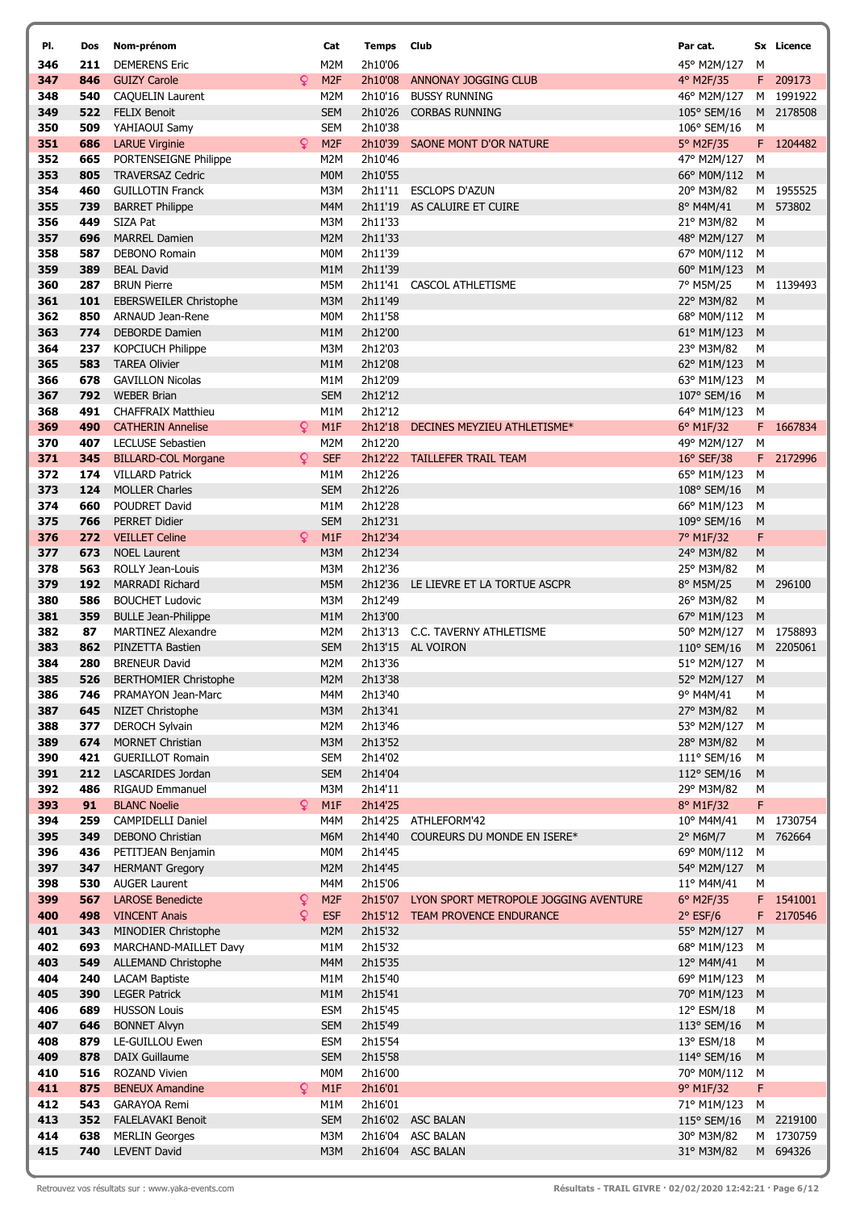| Pl. | Dos | Nom-prénom | | Cat | Temps | Club | Par cat. | Sx | Licence |
|---|---|---|---|---|---|---|---|---|---|
| 346 | 211 | DEMERENS Eric | | M2M | 2h10'06 | | 45° M2M/127 | M | |
| 347 | 846 | GUIZY Carole | ♀ | M2F | 2h10'08 | ANNONAY JOGGING CLUB | 4° M2F/35 | F | 209173 |
| 348 | 540 | CAQUELIN Laurent | | M2M | 2h10'16 | BUSSY RUNNING | 46° M2M/127 | M | 1991922 |
| 349 | 522 | FELIX Benoit | | SEM | 2h10'26 | CORBAS RUNNING | 105° SEM/16 | M | 2178508 |
| 350 | 509 | YAHIAOUI Samy | | SEM | 2h10'38 | | 106° SEM/16 | M | |
| 351 | 686 | LARUE Virginie | ♀ | M2F | 2h10'39 | SAONE MONT D'OR NATURE | 5° M2F/35 | F | 1204482 |
| 352 | 665 | PORTENSEIGNE Philippe | | M2M | 2h10'46 | | 47° M2M/127 | M | |
| 353 | 805 | TRAVERSAZ Cedric | | M0M | 2h10'55 | | 66° M0M/112 | M | |
| 354 | 460 | GUILLOTIN Franck | | M3M | 2h11'11 | ESCLOPS D'AZUN | 20° M3M/82 | M | 1955525 |
| 355 | 739 | BARRET Philippe | | M4M | 2h11'19 | AS CALUIRE ET CUIRE | 8° M4M/41 | M | 573802 |
| 356 | 449 | SIZA Pat | | M3M | 2h11'33 | | 21° M3M/82 | M | |
| 357 | 696 | MARREL Damien | | M2M | 2h11'33 | | 48° M2M/127 | M | |
| 358 | 587 | DEBONO Romain | | M0M | 2h11'39 | | 67° M0M/112 | M | |
| 359 | 389 | BEAL David | | M1M | 2h11'39 | | 60° M1M/123 | M | |
| 360 | 287 | BRUN Pierre | | M5M | 2h11'41 | CASCOL ATHLETISME | 7° M5M/25 | M | 1139493 |
| 361 | 101 | EBERSWEILER Christophe | | M3M | 2h11'49 | | 22° M3M/82 | M | |
| 362 | 850 | ARNAUD Jean-Rene | | M0M | 2h11'58 | | 68° M0M/112 | M | |
| 363 | 774 | DEBORDE Damien | | M1M | 2h12'00 | | 61° M1M/123 | M | |
| 364 | 237 | KOPCIUCH Philippe | | M3M | 2h12'03 | | 23° M3M/82 | M | |
| 365 | 583 | TAREA Olivier | | M1M | 2h12'08 | | 62° M1M/123 | M | |
| 366 | 678 | GAVILLON Nicolas | | M1M | 2h12'09 | | 63° M1M/123 | M | |
| 367 | 792 | WEBER Brian | | SEM | 2h12'12 | | 107° SEM/16 | M | |
| 368 | 491 | CHAFFRAIX Matthieu | | M1M | 2h12'12 | | 64° M1M/123 | M | |
| 369 | 490 | CATHERIN Annelise | ♀ | M1F | 2h12'18 | DECINES MEYZIEU ATHLETISME* | 6° M1F/32 | F | 1667834 |
| 370 | 407 | LECLUSE Sebastien | | M2M | 2h12'20 | | 49° M2M/127 | M | |
| 371 | 345 | BILLARD-COL Morgane | ♀ | SEF | 2h12'22 | TAILLEFER TRAIL TEAM | 16° SEF/38 | F | 2172996 |
| 372 | 174 | VILLARD Patrick | | M1M | 2h12'26 | | 65° M1M/123 | M | |
| 373 | 124 | MOLLER Charles | | SEM | 2h12'26 | | 108° SEM/16 | M | |
| 374 | 660 | POUDRET David | | M1M | 2h12'28 | | 66° M1M/123 | M | |
| 375 | 766 | PERRET Didier | | SEM | 2h12'31 | | 109° SEM/16 | M | |
| 376 | 272 | VEILLET Celine | ♀ | M1F | 2h12'34 | | 7° M1F/32 | F | |
| 377 | 673 | NOEL Laurent | | M3M | 2h12'34 | | 24° M3M/82 | M | |
| 378 | 563 | ROLLY Jean-Louis | | M3M | 2h12'36 | | 25° M3M/82 | M | |
| 379 | 192 | MARRADI Richard | | M5M | 2h12'36 | LE LIEVRE ET LA TORTUE ASCPR | 8° M5M/25 | M | 296100 |
| 380 | 586 | BOUCHET Ludovic | | M3M | 2h12'49 | | 26° M3M/82 | M | |
| 381 | 359 | BULLE Jean-Philippe | | M1M | 2h13'00 | | 67° M1M/123 | M | |
| 382 | 87 | MARTINEZ Alexandre | | M2M | 2h13'13 | C.C. TAVERNY ATHLETISME | 50° M2M/127 | M | 1758893 |
| 383 | 862 | PINZETTA Bastien | | SEM | 2h13'15 | AL VOIRON | 110° SEM/16 | M | 2205061 |
| 384 | 280 | BRENEUR David | | M2M | 2h13'36 | | 51° M2M/127 | M | |
| 385 | 526 | BERTHOMIER Christophe | | M2M | 2h13'38 | | 52° M2M/127 | M | |
| 386 | 746 | PRAMAYON Jean-Marc | | M4M | 2h13'40 | | 9° M4M/41 | M | |
| 387 | 645 | NIZET Christophe | | M3M | 2h13'41 | | 27° M3M/82 | M | |
| 388 | 377 | DEROCH Sylvain | | M2M | 2h13'46 | | 53° M2M/127 | M | |
| 389 | 674 | MORNET Christian | | M3M | 2h13'52 | | 28° M3M/82 | M | |
| 390 | 421 | GUERILLOT Romain | | SEM | 2h14'02 | | 111° SEM/16 | M | |
| 391 | 212 | LASCARIDES Jordan | | SEM | 2h14'04 | | 112° SEM/16 | M | |
| 392 | 486 | RIGAUD Emmanuel | | M3M | 2h14'11 | | 29° M3M/82 | M | |
| 393 | 91 | BLANC Noelie | ♀ | M1F | 2h14'25 | | 8° M1F/32 | F | |
| 394 | 259 | CAMPIDELLI Daniel | | M4M | 2h14'25 | ATHLEFORM'42 | 10° M4M/41 | M | 1730754 |
| 395 | 349 | DEBONO Christian | | M6M | 2h14'40 | COUREURS DU MONDE EN ISERE* | 2° M6M/7 | M | 762664 |
| 396 | 436 | PETITJEAN Benjamin | | M0M | 2h14'45 | | 69° M0M/112 | M | |
| 397 | 347 | HERMANT Gregory | | M2M | 2h14'45 | | 54° M2M/127 | M | |
| 398 | 530 | AUGER Laurent | | M4M | 2h15'06 | | 11° M4M/41 | M | |
| 399 | 567 | LAROSE Benedicte | ♀ | M2F | 2h15'07 | LYON SPORT METROPOLE JOGGING AVENTURE | 6° M2F/35 | F | 1541001 |
| 400 | 498 | VINCENT Anais | ♀ | ESF | 2h15'12 | TEAM PROVENCE ENDURANCE | 2° ESF/6 | F | 2170546 |
| 401 | 343 | MINODIER Christophe | | M2M | 2h15'32 | | 55° M2M/127 | M | |
| 402 | 693 | MARCHAND-MAILLET Davy | | M1M | 2h15'32 | | 68° M1M/123 | M | |
| 403 | 549 | ALLEMAND Christophe | | M4M | 2h15'35 | | 12° M4M/41 | M | |
| 404 | 240 | LACAM Baptiste | | M1M | 2h15'40 | | 69° M1M/123 | M | |
| 405 | 390 | LEGER Patrick | | M1M | 2h15'41 | | 70° M1M/123 | M | |
| 406 | 689 | HUSSON Louis | | ESM | 2h15'45 | | 12° ESM/18 | M | |
| 407 | 646 | BONNET Alvyn | | SEM | 2h15'49 | | 113° SEM/16 | M | |
| 408 | 879 | LE-GUILLOU Ewen | | ESM | 2h15'54 | | 13° ESM/18 | M | |
| 409 | 878 | DAIX Guillaume | | SEM | 2h15'58 | | 114° SEM/16 | M | |
| 410 | 516 | ROZAND Vivien | | M0M | 2h16'00 | | 70° M0M/112 | M | |
| 411 | 875 | BENEUX Amandine | ♀ | M1F | 2h16'01 | | 9° M1F/32 | F | |
| 412 | 543 | GARAYOA Remi | | M1M | 2h16'01 | | 71° M1M/123 | M | |
| 413 | 352 | FALELAVAKI Benoit | | SEM | 2h16'02 | ASC BALAN | 115° SEM/16 | M | 2219100 |
| 414 | 638 | MERLIN Georges | | M3M | 2h16'04 | ASC BALAN | 30° M3M/82 | M | 1730759 |
| 415 | 740 | LEVENT David | | M3M | 2h16'04 | ASC BALAN | 31° M3M/82 | M | 694326 |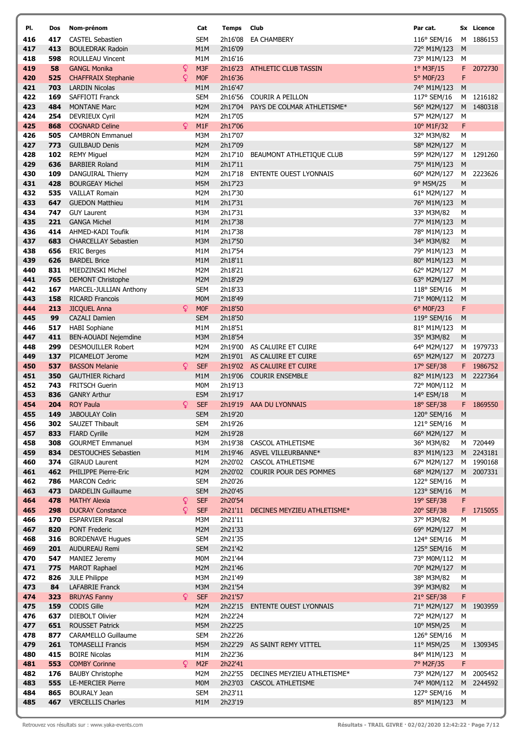| Pl. | Dos | Nom-prénom | | Cat | Temps | Club | Par cat. | Sx | Licence |
|---|---|---|---|---|---|---|---|---|---|
| 416 | 417 | CASTEL Sebastien | | SEM | 2h16'08 | EA CHAMBERY | 116° SEM/16 | M | 1886153 |
| 417 | 413 | BOULEDRAK Radoin | | M1M | 2h16'09 | | 72° M1M/123 | M | |
| 418 | 598 | ROULLEAU Vincent | | M1M | 2h16'16 | | 73° M1M/123 | M | |
| 419 | 58 | GANGL Monika | ♀ | M3F | 2h16'23 | ATHLETIC CLUB TASSIN | 1° M3F/15 | F | 2072730 |
| 420 | 525 | CHAFFRAIX Stephanie | ♀ | M0F | 2h16'36 | | 5° M0F/23 | F | |
| 421 | 703 | LARDIN Nicolas | | M1M | 2h16'47 | | 74° M1M/123 | M | |
| 422 | 169 | SAFFIOTI Franck | | SEM | 2h16'56 | COURIR A PEILLON | 117° SEM/16 | M | 1216182 |
| 423 | 484 | MONTANE Marc | | M2M | 2h17'04 | PAYS DE COLMAR ATHLETISME* | 56° M2M/127 | M | 1480318 |
| 424 | 254 | DEVRIEUX Cyril | | M2M | 2h17'05 | | 57° M2M/127 | M | |
| 425 | 868 | COGNARD Celine | ♀ | M1F | 2h17'06 | | 10° M1F/32 | F | |
| 426 | 505 | CAMBRON Emmanuel | | M3M | 2h17'07 | | 32° M3M/82 | M | |
| 427 | 773 | GUILBAUD Denis | | M2M | 2h17'09 | | 58° M2M/127 | M | |
| 428 | 102 | REMY Miguel | | M2M | 2h17'10 | BEAUMONT ATHLETIQUE CLUB | 59° M2M/127 | M | 1291260 |
| 429 | 636 | BARBIER Roland | | M1M | 2h17'11 | | 75° M1M/123 | M | |
| 430 | 109 | DANGUIRAL Thierry | | M2M | 2h17'18 | ENTENTE OUEST LYONNAIS | 60° M2M/127 | M | 2223626 |
| 431 | 428 | BOURGEAY Michel | | M5M | 2h17'23 | | 9° M5M/25 | M | |
| 432 | 535 | VAILLAT Romain | | M2M | 2h17'30 | | 61° M2M/127 | M | |
| 433 | 647 | GUEDON Matthieu | | M1M | 2h17'31 | | 76° M1M/123 | M | |
| 434 | 747 | GUY Laurent | | M3M | 2h17'31 | | 33° M3M/82 | M | |
| 435 | 221 | GANGA Michel | | M1M | 2h17'38 | | 77° M1M/123 | M | |
| 436 | 414 | AHMED-KADI Toufik | | M1M | 2h17'38 | | 78° M1M/123 | M | |
| 437 | 683 | CHARCELLAY Sebastien | | M3M | 2h17'50 | | 34° M3M/82 | M | |
| 438 | 656 | ERIC Berges | | M1M | 2h17'54 | | 79° M1M/123 | M | |
| 439 | 626 | BARDEL Brice | | M1M | 2h18'11 | | 80° M1M/123 | M | |
| 440 | 831 | MIEDZINSKI Michel | | M2M | 2h18'21 | | 62° M2M/127 | M | |
| 441 | 765 | DEMONT Christophe | | M2M | 2h18'29 | | 63° M2M/127 | M | |
| 442 | 167 | MARCEL-JULLIAN Anthony | | SEM | 2h18'33 | | 118° SEM/16 | M | |
| 443 | 158 | RICARD Francois | | M0M | 2h18'49 | | 71° M0M/112 | M | |
| 444 | 213 | JICQUEL Anna | ♀ | M0F | 2h18'50 | | 6° M0F/23 | F | |
| 445 | 99 | CAZALI Damien | | SEM | 2h18'50 | | 119° SEM/16 | M | |
| 446 | 517 | HABI Sophiane | | M1M | 2h18'51 | | 81° M1M/123 | M | |
| 447 | 411 | BEN-AOUADI Nejemdine | | M3M | 2h18'54 | | 35° M3M/82 | M | |
| 448 | 299 | DESMOUILLER Robert | | M2M | 2h19'00 | AS CALUIRE ET CUIRE | 64° M2M/127 | M | 1979733 |
| 449 | 137 | PICAMELOT Jerome | | M2M | 2h19'01 | AS CALUIRE ET CUIRE | 65° M2M/127 | M | 207273 |
| 450 | 537 | BASSON Melanie | ♀ | SEF | 2h19'02 | AS CALUIRE ET CUIRE | 17° SEF/38 | F | 1986752 |
| 451 | 350 | GAUTHIER Richard | | M1M | 2h19'06 | COURIR ENSEMBLE | 82° M1M/123 | M | 2227364 |
| 452 | 743 | FRITSCH Guerin | | M0M | 2h19'13 | | 72° M0M/112 | M | |
| 453 | 836 | GANRY Arthur | | ESM | 2h19'17 | | 14° ESM/18 | M | |
| 454 | 204 | ROY Paula | ♀ | SEF | 2h19'19 | AAA DU LYONNAIS | 18° SEF/38 | F | 1869550 |
| 455 | 149 | JABOULAY Colin | | SEM | 2h19'20 | | 120° SEM/16 | M | |
| 456 | 302 | SAUZET Thibault | | SEM | 2h19'26 | | 121° SEM/16 | M | |
| 457 | 833 | FIARD Cyrille | | M2M | 2h19'28 | | 66° M2M/127 | M | |
| 458 | 308 | GOURMET Emmanuel | | M3M | 2h19'38 | CASCOL ATHLETISME | 36° M3M/82 | M | 720449 |
| 459 | 834 | DESTOUCHES Sebastien | | M1M | 2h19'46 | ASVEL VILLEURBANNE* | 83° M1M/123 | M | 2243181 |
| 460 | 374 | GIRAUD Laurent | | M2M | 2h20'02 | CASCOL ATHLETISME | 67° M2M/127 | M | 1990168 |
| 461 | 462 | PHILIPPE Pierre-Eric | | M2M | 2h20'02 | COURIR POUR DES POMMES | 68° M2M/127 | M | 2007331 |
| 462 | 786 | MARCON Cedric | | SEM | 2h20'26 | | 122° SEM/16 | M | |
| 463 | 473 | DARDELIN Guillaume | | SEM | 2h20'45 | | 123° SEM/16 | M | |
| 464 | 478 | MATHY Alexia | ♀ | SEF | 2h20'54 | | 19° SEF/38 | F | |
| 465 | 298 | DUCRAY Constance | ♀ | SEF | 2h21'11 | DECINES MEYZIEU ATHLETISME* | 20° SEF/38 | F | 1715055 |
| 466 | 170 | ESPARVIER Pascal | | M3M | 2h21'11 | | 37° M3M/82 | M | |
| 467 | 820 | PONT Frederic | | M2M | 2h21'33 | | 69° M2M/127 | M | |
| 468 | 316 | BORDENAVE Hugues | | SEM | 2h21'35 | | 124° SEM/16 | M | |
| 469 | 201 | AUDUREAU Remi | | SEM | 2h21'42 | | 125° SEM/16 | M | |
| 470 | 547 | MANIEZ Jeremy | | M0M | 2h21'44 | | 73° M0M/112 | M | |
| 471 | 775 | MAROT Raphael | | M2M | 2h21'46 | | 70° M2M/127 | M | |
| 472 | 826 | JULE Philippe | | M3M | 2h21'49 | | 38° M3M/82 | M | |
| 473 | 84 | LAFABRIE Franck | | M3M | 2h21'54 | | 39° M3M/82 | M | |
| 474 | 323 | BRUYAS Fanny | ♀ | SEF | 2h21'57 | | 21° SEF/38 | F | |
| 475 | 159 | CODIS Gille | | M2M | 2h22'15 | ENTENTE OUEST LYONNAIS | 71° M2M/127 | M | 1903959 |
| 476 | 637 | DIEBOLT Olivier | | M2M | 2h22'24 | | 72° M2M/127 | M | |
| 477 | 651 | ROUSSET Patrick | | M5M | 2h22'25 | | 10° M5M/25 | M | |
| 478 | 877 | CARAMELLO Guillaume | | SEM | 2h22'26 | | 126° SEM/16 | M | |
| 479 | 261 | TOMASELLI Francis | | M5M | 2h22'29 | AS SAINT REMY VITTEL | 11° M5M/25 | M | 1309345 |
| 480 | 415 | BOIRE Nicolas | | M1M | 2h22'36 | | 84° M1M/123 | M | |
| 481 | 553 | COMBY Corinne | ♀ | M2F | 2h22'41 | | 7° M2F/35 | F | |
| 482 | 176 | BAUBY Christophe | | M2M | 2h22'55 | DECINES MEYZIEU ATHLETISME* | 73° M2M/127 | M | 2005452 |
| 483 | 555 | LE-MERCIER Pierre | | M0M | 2h23'03 | CASCOL ATHLETISME | 74° M0M/112 | M | 2244592 |
| 484 | 865 | BOURALY Jean | | SEM | 2h23'11 | | 127° SEM/16 | M | |
| 485 | 467 | VERCELLIS Charles | | M1M | 2h23'19 | | 85° M1M/123 | M | |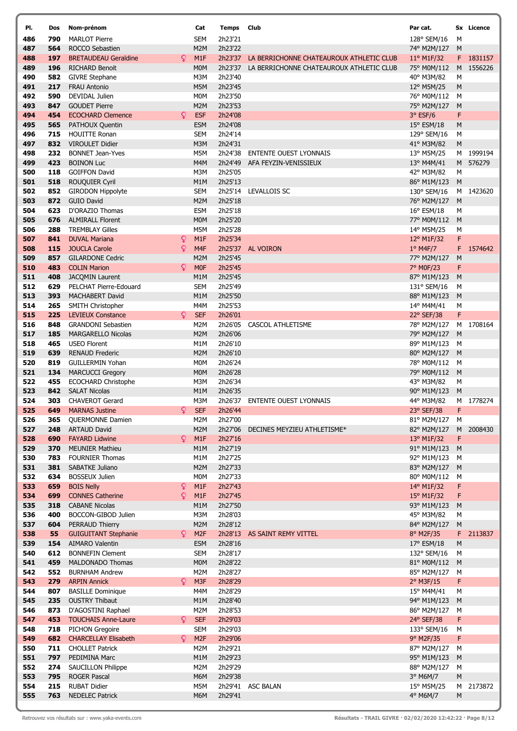| Pl. | Dos | Nom-prénom | | Cat | Temps | Club | Par cat. | Sx | Licence |
|---|---|---|---|---|---|---|---|---|---|
| 486 | 790 | MARLOT Pierre | | SEM | 2h23'21 | | 128° SEM/16 | M | |
| 487 | 564 | ROCCO Sebastien | | M2M | 2h23'22 | | 74° M2M/127 | M | |
| 488 | 197 | BRETAUDEAU Geraldine | ♀ | M1F | 2h23'37 | LA BERRICHONNE CHATEAUROUX ATHLETIC CLUB | 11° M1F/32 | F | 1831157 |
| 489 | 196 | RICHARD Benoit | | M0M | 2h23'37 | LA BERRICHONNE CHATEAUROUX ATHLETIC CLUB | 75° M0M/112 | M | 1556226 |
| 490 | 582 | GIVRE Stephane | | M3M | 2h23'40 | | 40° M3M/82 | M | |
| 491 | 217 | FRAU Antonio | | M5M | 2h23'45 | | 12° M5M/25 | M | |
| 492 | 590 | DEVIDAL Julien | | M0M | 2h23'50 | | 76° M0M/112 | M | |
| 493 | 847 | GOUDET Pierre | | M2M | 2h23'53 | | 75° M2M/127 | M | |
| 494 | 454 | ECOCHARD Clemence | ♀ | ESF | 2h24'08 | | 3° ESF/6 | F | |
| 495 | 565 | PATHOUX Quentin | | ESM | 2h24'08 | | 15° ESM/18 | M | |
| 496 | 715 | HOUITTE Ronan | | SEM | 2h24'14 | | 129° SEM/16 | M | |
| 497 | 832 | VIROULET Didier | | M3M | 2h24'31 | | 41° M3M/82 | M | |
| 498 | 232 | BONNET Jean-Yves | | M5M | 2h24'38 | ENTENTE OUEST LYONNAIS | 13° M5M/25 | M | 1999194 |
| 499 | 423 | BOINON Luc | | M4M | 2h24'49 | AFA FEYZIN-VENISSIEUX | 13° M4M/41 | M | 576279 |
| 500 | 118 | GOIFFON David | | M3M | 2h25'05 | | 42° M3M/82 | M | |
| 501 | 518 | ROUQUIER Cyril | | M1M | 2h25'13 | | 86° M1M/123 | M | |
| 502 | 852 | GIRODON Hippolyte | | SEM | 2h25'14 | LEVALLOIS SC | 130° SEM/16 | M | 1423620 |
| 503 | 872 | GUIO David | | M2M | 2h25'18 | | 76° M2M/127 | M | |
| 504 | 623 | D'ORAZIO Thomas | | ESM | 2h25'18 | | 16° ESM/18 | M | |
| 505 | 676 | ALMIRALL Florent | | M0M | 2h25'20 | | 77° M0M/112 | M | |
| 506 | 288 | TREMBLAY Gilles | | M5M | 2h25'28 | | 14° M5M/25 | M | |
| 507 | 841 | DUVAL Mariana | ♀ | M1F | 2h25'34 | | 12° M1F/32 | F | |
| 508 | 115 | JOUCLA Carole | ♀ | M4F | 2h25'37 | AL VOIRON | 1° M4F/7 | F | 1574642 |
| 509 | 857 | GILARDONE Cedric | | M2M | 2h25'45 | | 77° M2M/127 | M | |
| 510 | 483 | COLIN Marion | ♀ | M0F | 2h25'45 | | 7° M0F/23 | F | |
| 511 | 408 | JACQMIN Laurent | | M1M | 2h25'45 | | 87° M1M/123 | M | |
| 512 | 629 | PELCHAT Pierre-Edouard | | SEM | 2h25'49 | | 131° SEM/16 | M | |
| 513 | 393 | MACHABERT David | | M1M | 2h25'50 | | 88° M1M/123 | M | |
| 514 | 265 | SMITH Christopher | | M4M | 2h25'53 | | 14° M4M/41 | M | |
| 515 | 225 | LEVIEUX Constance | ♀ | SEF | 2h26'01 | | 22° SEF/38 | F | |
| 516 | 848 | GRANDONI Sebastien | | M2M | 2h26'05 | CASCOL ATHLETISME | 78° M2M/127 | M | 1708164 |
| 517 | 185 | MARGARELLO Nicolas | | M2M | 2h26'06 | | 79° M2M/127 | M | |
| 518 | 465 | USEO Florent | | M1M | 2h26'10 | | 89° M1M/123 | M | |
| 519 | 639 | RENAUD Frederic | | M2M | 2h26'10 | | 80° M2M/127 | M | |
| 520 | 819 | GUILLERMIN Yohan | | M0M | 2h26'24 | | 78° M0M/112 | M | |
| 521 | 134 | MARCUCCI Gregory | | M0M | 2h26'28 | | 79° M0M/112 | M | |
| 522 | 455 | ECOCHARD Christophe | | M3M | 2h26'34 | | 43° M3M/82 | M | |
| 523 | 842 | SALAT Nicolas | | M1M | 2h26'35 | | 90° M1M/123 | M | |
| 524 | 303 | CHAVEROT Gerard | | M3M | 2h26'37 | ENTENTE OUEST LYONNAIS | 44° M3M/82 | M | 1778274 |
| 525 | 649 | MARNAS Justine | ♀ | SEF | 2h26'44 | | 23° SEF/38 | F | |
| 526 | 365 | QUERMONNE Damien | | M2M | 2h27'00 | | 81° M2M/127 | M | |
| 527 | 248 | ARTAUD David | | M2M | 2h27'06 | DECINES MEYZIEU ATHLETISME* | 82° M2M/127 | M | 2008430 |
| 528 | 690 | FAYARD Lidwine | ♀ | M1F | 2h27'16 | | 13° M1F/32 | F | |
| 529 | 370 | MEUNIER Mathieu | | M1M | 2h27'19 | | 91° M1M/123 | M | |
| 530 | 783 | FOURNIER Thomas | | M1M | 2h27'25 | | 92° M1M/123 | M | |
| 531 | 381 | SABATKE Juliano | | M2M | 2h27'33 | | 83° M2M/127 | M | |
| 532 | 634 | BOSSEUX Julien | | M0M | 2h27'33 | | 80° M0M/112 | M | |
| 533 | 659 | BOIS Nelly | ♀ | M1F | 2h27'43 | | 14° M1F/32 | F | |
| 534 | 699 | CONNES Catherine | ♀ | M1F | 2h27'45 | | 15° M1F/32 | F | |
| 535 | 318 | CABANE Nicolas | | M1M | 2h27'50 | | 93° M1M/123 | M | |
| 536 | 400 | BOCCON-GIBOD Julien | | M3M | 2h28'03 | | 45° M3M/82 | M | |
| 537 | 604 | PERRAUD Thierry | | M2M | 2h28'12 | | 84° M2M/127 | M | |
| 538 | 55 | GUIGUITANT Stephanie | ♀ | M2F | 2h28'13 | AS SAINT REMY VITTEL | 8° M2F/35 | F | 2113837 |
| 539 | 154 | AIMARO Valentin | | ESM | 2h28'16 | | 17° ESM/18 | M | |
| 540 | 612 | BONNEFIN Clement | | SEM | 2h28'17 | | 132° SEM/16 | M | |
| 541 | 459 | MALDONADO Thomas | | M0M | 2h28'22 | | 81° M0M/112 | M | |
| 542 | 552 | BURNHAM Andrew | | M2M | 2h28'27 | | 85° M2M/127 | M | |
| 543 | 279 | ARPIN Annick | ♀ | M3F | 2h28'29 | | 2° M3F/15 | F | |
| 544 | 807 | BASILLE Dominique | | M4M | 2h28'29 | | 15° M4M/41 | M | |
| 545 | 235 | OUSTRY Thibaut | | M1M | 2h28'40 | | 94° M1M/123 | M | |
| 546 | 873 | D'AGOSTINI Raphael | | M2M | 2h28'53 | | 86° M2M/127 | M | |
| 547 | 453 | TOUCHAIS Anne-Laure | ♀ | SEF | 2h29'03 | | 24° SEF/38 | F | |
| 548 | 718 | PICHON Gregoire | | SEM | 2h29'03 | | 133° SEM/16 | M | |
| 549 | 682 | CHARCELLAY Elisabeth | ♀ | M2F | 2h29'06 | | 9° M2F/35 | F | |
| 550 | 711 | CHOLLET Patrick | | M2M | 2h29'21 | | 87° M2M/127 | M | |
| 551 | 797 | PEDIMINA Marc | | M1M | 2h29'23 | | 95° M1M/123 | M | |
| 552 | 274 | SAUCILLON Philippe | | M2M | 2h29'29 | | 88° M2M/127 | M | |
| 553 | 795 | ROGER Pascal | | M6M | 2h29'38 | | 3° M6M/7 | M | |
| 554 | 215 | RUBAT Didier | | M5M | 2h29'41 | ASC BALAN | 15° M5M/25 | M | 2173872 |
| 555 | 763 | NEDELEC Patrick | | M6M | 2h29'41 | | 4° M6M/7 | M | |

Retrouvez vos résultats sur : www.yaka-events.com

Résultats - TRAIL GIVRE · 02/02/2020 12:42:22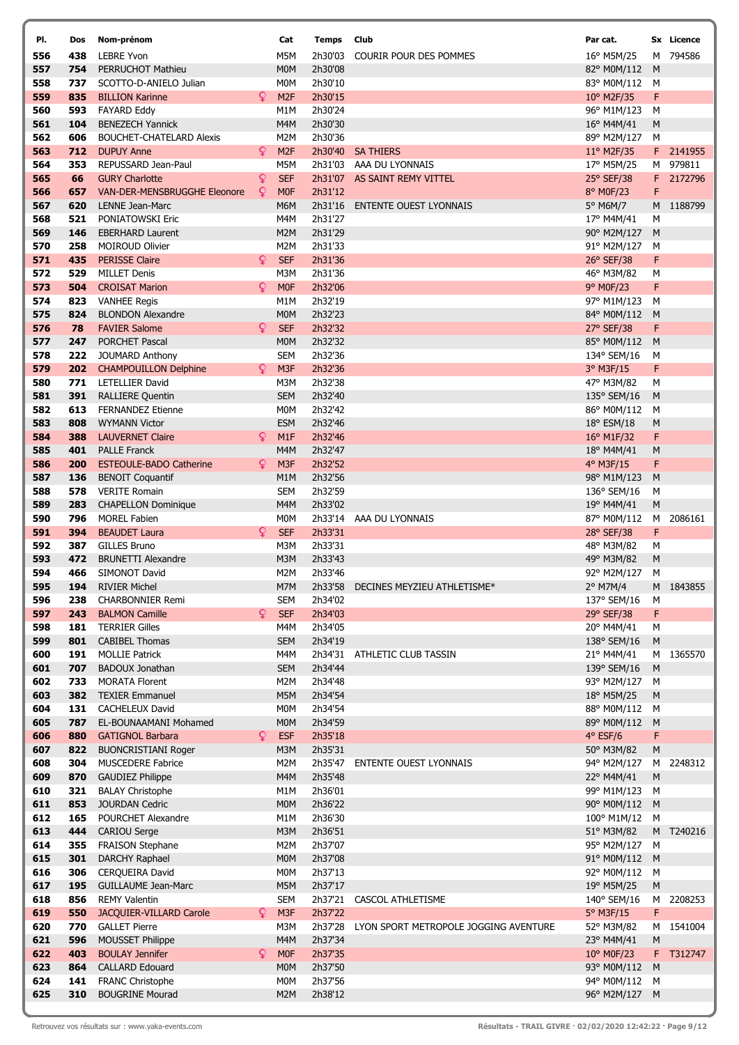| Pl. | Dos | Nom-prénom | | Cat | Temps | Club | Par cat. | Sx | Licence |
|---|---|---|---|---|---|---|---|---|---|
| 556 | 438 | LEBRE Yvon | | M5M | 2h30'03 | COURIR POUR DES POMMES | 16° M5M/25 | M | 794586 |
| 557 | 754 | PERRUCHOT Mathieu | | M0M | 2h30'08 | | 82° M0M/112 | M | |
| 558 | 737 | SCOTTO-D-ANIELO Julian | | M0M | 2h30'10 | | 83° M0M/112 | M | |
| 559 | 835 | BILLION Karinne | ♀ | M2F | 2h30'15 | | 10° M2F/35 | F | |
| 560 | 593 | FAYARD Eddy | | M1M | 2h30'24 | | 96° M1M/123 | M | |
| 561 | 104 | BENEZECH Yannick | | M4M | 2h30'30 | | 16° M4M/41 | M | |
| 562 | 606 | BOUCHET-CHATELARD Alexis | | M2M | 2h30'36 | | 89° M2M/127 | M | |
| 563 | 712 | DUPUY Anne | ♀ | M2F | 2h30'40 | SA THIERS | 11° M2F/35 | F | 2141955 |
| 564 | 353 | REPUSSARD Jean-Paul | | M5M | 2h31'03 | AAA DU LYONNAIS | 17° M5M/25 | M | 979811 |
| 565 | 66 | GURY Charlotte | ♀ | SEF | 2h31'07 | AS SAINT REMY VITTEL | 25° SEF/38 | F | 2172796 |
| 566 | 657 | VAN-DER-MENSBRUGGHE Eleonore | ♀ | M0F | 2h31'12 | | 8° M0F/23 | F | |
| 567 | 620 | LENNE Jean-Marc | | M6M | 2h31'16 | ENTENTE OUEST LYONNAIS | 5° M6M/7 | M | 1188799 |
| 568 | 521 | PONIATOWSKI Eric | | M4M | 2h31'27 | | 17° M4M/41 | M | |
| 569 | 146 | EBERHARD Laurent | | M2M | 2h31'29 | | 90° M2M/127 | M | |
| 570 | 258 | MOIROUD Olivier | | M2M | 2h31'33 | | 91° M2M/127 | M | |
| 571 | 435 | PERISSE Claire | ♀ | SEF | 2h31'36 | | 26° SEF/38 | F | |
| 572 | 529 | MILLET Denis | | M3M | 2h31'36 | | 46° M3M/82 | M | |
| 573 | 504 | CROISAT Marion | ♀ | M0F | 2h32'06 | | 9° M0F/23 | F | |
| 574 | 823 | VANHEE Regis | | M1M | 2h32'19 | | 97° M1M/123 | M | |
| 575 | 824 | BLONDON Alexandre | | M0M | 2h32'23 | | 84° M0M/112 | M | |
| 576 | 78 | FAVIER Salome | ♀ | SEF | 2h32'32 | | 27° SEF/38 | F | |
| 577 | 247 | PORCHET Pascal | | M0M | 2h32'32 | | 85° M0M/112 | M | |
| 578 | 222 | JOUMARD Anthony | | SEM | 2h32'36 | | 134° SEM/16 | M | |
| 579 | 202 | CHAMPOUILLON Delphine | ♀ | M3F | 2h32'36 | | 3° M3F/15 | F | |
| 580 | 771 | LETELLIER David | | M3M | 2h32'38 | | 47° M3M/82 | M | |
| 581 | 391 | RALLIERE Quentin | | SEM | 2h32'40 | | 135° SEM/16 | M | |
| 582 | 613 | FERNANDEZ Etienne | | M0M | 2h32'42 | | 86° M0M/112 | M | |
| 583 | 808 | WYMANN Victor | | ESM | 2h32'46 | | 18° ESM/18 | M | |
| 584 | 388 | LAUVERNET Claire | ♀ | M1F | 2h32'46 | | 16° M1F/32 | F | |
| 585 | 401 | PALLE Franck | | M4M | 2h32'47 | | 18° M4M/41 | M | |
| 586 | 200 | ESTEOULE-BADO Catherine | ♀ | M3F | 2h32'52 | | 4° M3F/15 | F | |
| 587 | 136 | BENOIT Coquantif | | M1M | 2h32'56 | | 98° M1M/123 | M | |
| 588 | 578 | VERITE Romain | | SEM | 2h32'59 | | 136° SEM/16 | M | |
| 589 | 283 | CHAPELLON Dominique | | M4M | 2h33'02 | | 19° M4M/41 | M | |
| 590 | 796 | MOREL Fabien | | M0M | 2h33'14 | AAA DU LYONNAIS | 87° M0M/112 | M | 2086161 |
| 591 | 394 | BEAUDET Laura | ♀ | SEF | 2h33'31 | | 28° SEF/38 | F | |
| 592 | 387 | GILLES Bruno | | M3M | 2h33'31 | | 48° M3M/82 | M | |
| 593 | 472 | BRUNETTI Alexandre | | M3M | 2h33'43 | | 49° M3M/82 | M | |
| 594 | 466 | SIMONOT David | | M2M | 2h33'46 | | 92° M2M/127 | M | |
| 595 | 194 | RIVIER Michel | | M7M | 2h33'58 | DECINES MEYZIEU ATHLETISME* | 2° M7M/4 | M | 1843855 |
| 596 | 238 | CHARBONNIER Remi | | SEM | 2h34'02 | | 137° SEM/16 | M | |
| 597 | 243 | BALMON Camille | ♀ | SEF | 2h34'03 | | 29° SEF/38 | F | |
| 598 | 181 | TERRIER Gilles | | M4M | 2h34'05 | | 20° M4M/41 | M | |
| 599 | 801 | CABIBEL Thomas | | SEM | 2h34'19 | | 138° SEM/16 | M | |
| 600 | 191 | MOLLIE Patrick | | M4M | 2h34'31 | ATHLETIC CLUB TASSIN | 21° M4M/41 | M | 1365570 |
| 601 | 707 | BADOUX Jonathan | | SEM | 2h34'44 | | 139° SEM/16 | M | |
| 602 | 733 | MORATA Florent | | M2M | 2h34'48 | | 93° M2M/127 | M | |
| 603 | 382 | TEXIER Emmanuel | | M5M | 2h34'54 | | 18° M5M/25 | M | |
| 604 | 131 | CACHELEUX David | | M0M | 2h34'54 | | 88° M0M/112 | M | |
| 605 | 787 | EL-BOUNAAMANI Mohamed | | M0M | 2h34'59 | | 89° M0M/112 | M | |
| 606 | 880 | GATIGNOL Barbara | ♀ | ESF | 2h35'18 | | 4° ESF/6 | F | |
| 607 | 822 | BUONCRISTIANI Roger | | M3M | 2h35'31 | | 50° M3M/82 | M | |
| 608 | 304 | MUSCEDERE Fabrice | | M2M | 2h35'47 | ENTENTE OUEST LYONNAIS | 94° M2M/127 | M | 2248312 |
| 609 | 870 | GAUDIEZ Philippe | | M4M | 2h35'48 | | 22° M4M/41 | M | |
| 610 | 321 | BALAY Christophe | | M1M | 2h36'01 | | 99° M1M/123 | M | |
| 611 | 853 | JOURDAN Cedric | | M0M | 2h36'22 | | 90° M0M/112 | M | |
| 612 | 165 | POURCHET Alexandre | | M1M | 2h36'30 | | 100° M1M/12 | M | |
| 613 | 444 | CARIOU Serge | | M3M | 2h36'51 | | 51° M3M/82 | M | T240216 |
| 614 | 355 | FRAISON Stephane | | M2M | 2h37'07 | | 95° M2M/127 | M | |
| 615 | 301 | DARCHY Raphael | | M0M | 2h37'08 | | 91° M0M/112 | M | |
| 616 | 306 | CERQUEIRA David | | M0M | 2h37'13 | | 92° M0M/112 | M | |
| 617 | 195 | GUILLAUME Jean-Marc | | M5M | 2h37'17 | | 19° M5M/25 | M | |
| 618 | 856 | REMY Valentin | | SEM | 2h37'21 | CASCOL ATHLETISME | 140° SEM/16 | M | 2208253 |
| 619 | 550 | JACQUIER-VILLARD Carole | ♀ | M3F | 2h37'22 | | 5° M3F/15 | F | |
| 620 | 770 | GALLET Pierre | | M3M | 2h37'28 | LYON SPORT METROPOLE JOGGING AVENTURE | 52° M3M/82 | M | 1541004 |
| 621 | 596 | MOUSSET Philippe | | M4M | 2h37'34 | | 23° M4M/41 | M | |
| 622 | 403 | BOULAY Jennifer | ♀ | M0F | 2h37'35 | | 10° M0F/23 | F | T312747 |
| 623 | 864 | CALLARD Edouard | | M0M | 2h37'50 | | 93° M0M/112 | M | |
| 624 | 141 | FRANC Christophe | | M0M | 2h37'56 | | 94° M0M/112 | M | |
| 625 | 310 | BOUGRINE Mourad | | M2M | 2h38'12 | | 96° M2M/127 | M | |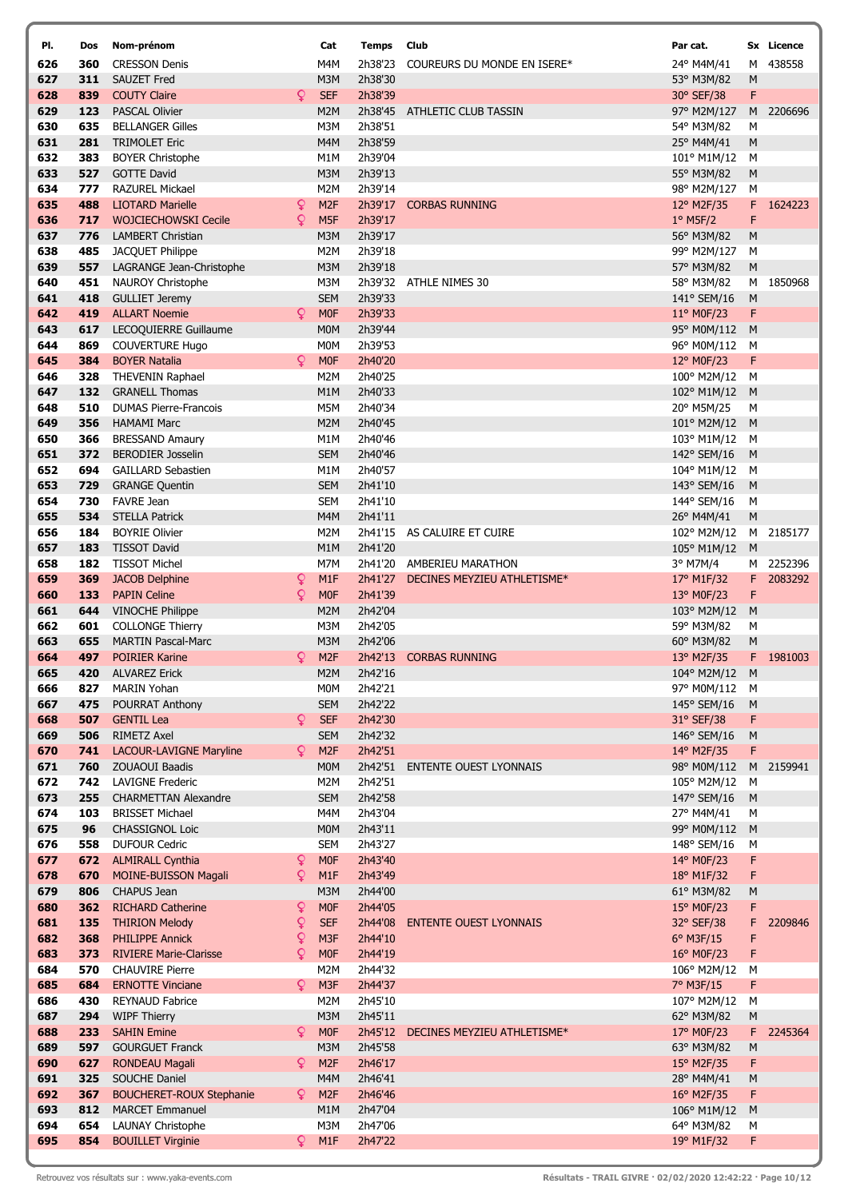| Pl. | Dos | Nom-prénom | | Cat | Temps | Club | Par cat. | Sx | Licence |
|---|---|---|---|---|---|---|---|---|---|
| 626 | 360 | CRESSON Denis | | M4M | 2h38'23 | COUREURS DU MONDE EN ISERE* | 24° M4M/41 | M | 438558 |
| 627 | 311 | SAUZET Fred | | M3M | 2h38'30 | | 53° M3M/82 | M | |
| 628 | 839 | COUTY Claire | ♀ | SEF | 2h38'39 | | 30° SEF/38 | F | |
| 629 | 123 | PASCAL Olivier | | M2M | 2h38'45 | ATHLETIC CLUB TASSIN | 97° M2M/127 | M | 2206696 |
| 630 | 635 | BELLANGER Gilles | | M3M | 2h38'51 | | 54° M3M/82 | M | |
| 631 | 281 | TRIMOLET Eric | | M4M | 2h38'59 | | 25° M4M/41 | M | |
| 632 | 383 | BOYER Christophe | | M1M | 2h39'04 | | 101° M1M/12 | M | |
| 633 | 527 | GOTTE David | | M3M | 2h39'13 | | 55° M3M/82 | M | |
| 634 | 777 | RAZUREL Mickael | | M2M | 2h39'14 | | 98° M2M/127 | M | |
| 635 | 488 | LIOTARD Marielle | ♀ | M2F | 2h39'17 | CORBAS RUNNING | 12° M2F/35 | F | 1624223 |
| 636 | 717 | WOJCIECHOWSKI Cecile | ♀ | M5F | 2h39'17 | | 1° M5F/2 | F | |
| 637 | 776 | LAMBERT Christian | | M3M | 2h39'17 | | 56° M3M/82 | M | |
| 638 | 485 | JACQUET Philippe | | M2M | 2h39'18 | | 99° M2M/127 | M | |
| 639 | 557 | LAGRANGE Jean-Christophe | | M3M | 2h39'18 | | 57° M3M/82 | M | |
| 640 | 451 | NAUROY Christophe | | M3M | 2h39'32 | ATHLE NIMES 30 | 58° M3M/82 | M | 1850968 |
| 641 | 418 | GULLIET Jeremy | | SEM | 2h39'33 | | 141° SEM/16 | M | |
| 642 | 419 | ALLART Noemie | ♀ | M0F | 2h39'33 | | 11° M0F/23 | F | |
| 643 | 617 | LECOQUIERRE Guillaume | | M0M | 2h39'44 | | 95° M0M/112 | M | |
| 644 | 869 | COUVERTURE Hugo | | M0M | 2h39'53 | | 96° M0M/112 | M | |
| 645 | 384 | BOYER Natalia | ♀ | M0F | 2h40'20 | | 12° M0F/23 | F | |
| 646 | 328 | THEVENIN Raphael | | M2M | 2h40'25 | | 100° M2M/12 | M | |
| 647 | 132 | GRANELL Thomas | | M1M | 2h40'33 | | 102° M1M/12 | M | |
| 648 | 510 | DUMAS Pierre-Francois | | M5M | 2h40'34 | | 20° M5M/25 | M | |
| 649 | 356 | HAMAMI Marc | | M2M | 2h40'45 | | 101° M2M/12 | M | |
| 650 | 366 | BRESSAND Amaury | | M1M | 2h40'46 | | 103° M1M/12 | M | |
| 651 | 372 | BERODIER Josselin | | SEM | 2h40'46 | | 142° SEM/16 | M | |
| 652 | 694 | GAILLARD Sebastien | | M1M | 2h40'57 | | 104° M1M/12 | M | |
| 653 | 729 | GRANGE Quentin | | SEM | 2h41'10 | | 143° SEM/16 | M | |
| 654 | 730 | FAVRE Jean | | SEM | 2h41'10 | | 144° SEM/16 | M | |
| 655 | 534 | STELLA Patrick | | M4M | 2h41'11 | | 26° M4M/41 | M | |
| 656 | 184 | BOYRIE Olivier | | M2M | 2h41'15 | AS CALUIRE ET CUIRE | 102° M2M/12 | M | 2185177 |
| 657 | 183 | TISSOT David | | M1M | 2h41'20 | | 105° M1M/12 | M | |
| 658 | 182 | TISSOT Michel | | M7M | 2h41'20 | AMBERIEU MARATHON | 3° M7M/4 | M | 2252396 |
| 659 | 369 | JACOB Delphine | ♀ | M1F | 2h41'27 | DECINES MEYZIEU ATHLETISME* | 17° M1F/32 | F | 2083292 |
| 660 | 133 | PAPIN Celine | ♀ | M0F | 2h41'39 | | 13° M0F/23 | F | |
| 661 | 644 | VINOCHE Philippe | | M2M | 2h42'04 | | 103° M2M/12 | M | |
| 662 | 601 | COLLONGE Thierry | | M3M | 2h42'05 | | 59° M3M/82 | M | |
| 663 | 655 | MARTIN Pascal-Marc | | M3M | 2h42'06 | | 60° M3M/82 | M | |
| 664 | 497 | POIRIER Karine | ♀ | M2F | 2h42'13 | CORBAS RUNNING | 13° M2F/35 | F | 1981003 |
| 665 | 420 | ALVAREZ Erick | | M2M | 2h42'16 | | 104° M2M/12 | M | |
| 666 | 827 | MARIN Yohan | | M0M | 2h42'21 | | 97° M0M/112 | M | |
| 667 | 475 | POURRAT Anthony | | SEM | 2h42'22 | | 145° SEM/16 | M | |
| 668 | 507 | GENTIL Lea | ♀ | SEF | 2h42'30 | | 31° SEF/38 | F | |
| 669 | 506 | RIMETZ Axel | | SEM | 2h42'32 | | 146° SEM/16 | M | |
| 670 | 741 | LACOUR-LAVIGNE Maryline | ♀ | M2F | 2h42'51 | | 14° M2F/35 | F | |
| 671 | 760 | ZOUAOUI Baadis | | M0M | 2h42'51 | ENTENTE OUEST LYONNAIS | 98° M0M/112 | M | 2159941 |
| 672 | 742 | LAVIGNE Frederic | | M2M | 2h42'51 | | 105° M2M/12 | M | |
| 673 | 255 | CHARMETTAN Alexandre | | SEM | 2h42'58 | | 147° SEM/16 | M | |
| 674 | 103 | BRISSET Michael | | M4M | 2h43'04 | | 27° M4M/41 | M | |
| 675 | 96 | CHASSIGNOL Loic | | M0M | 2h43'11 | | 99° M0M/112 | M | |
| 676 | 558 | DUFOUR Cedric | | SEM | 2h43'27 | | 148° SEM/16 | M | |
| 677 | 672 | ALMIRALL Cynthia | ♀ | M0F | 2h43'40 | | 14° M0F/23 | F | |
| 678 | 670 | MOINE-BUISSON Magali | ♀ | M1F | 2h43'49 | | 18° M1F/32 | F | |
| 679 | 806 | CHAPUS Jean | | M3M | 2h44'00 | | 61° M3M/82 | M | |
| 680 | 362 | RICHARD Catherine | ♀ | M0F | 2h44'05 | | 15° M0F/23 | F | |
| 681 | 135 | THIRION Melody | ♀ | SEF | 2h44'08 | ENTENTE OUEST LYONNAIS | 32° SEF/38 | F | 2209846 |
| 682 | 368 | PHILIPPE Annick | ♀ | M3F | 2h44'10 | | 6° M3F/15 | F | |
| 683 | 373 | RIVIERE Marie-Clarisse | ♀ | M0F | 2h44'19 | | 16° M0F/23 | F | |
| 684 | 570 | CHAUVIRE Pierre | | M2M | 2h44'32 | | 106° M2M/12 | M | |
| 685 | 684 | ERNOTTE Vinciane | ♀ | M3F | 2h44'37 | | 7° M3F/15 | F | |
| 686 | 430 | REYNAUD Fabrice | | M2M | 2h45'10 | | 107° M2M/12 | M | |
| 687 | 294 | WIPF Thierry | | M3M | 2h45'11 | | 62° M3M/82 | M | |
| 688 | 233 | SAHIN Emine | ♀ | M0F | 2h45'12 | DECINES MEYZIEU ATHLETISME* | 17° M0F/23 | F | 2245364 |
| 689 | 597 | GOURGUET Franck | | M3M | 2h45'58 | | 63° M3M/82 | M | |
| 690 | 627 | RONDEAU Magali | ♀ | M2F | 2h46'17 | | 15° M2F/35 | F | |
| 691 | 325 | SOUCHE Daniel | | M4M | 2h46'41 | | 28° M4M/41 | M | |
| 692 | 367 | BOUCHERET-ROUX Stephanie | ♀ | M2F | 2h46'46 | | 16° M2F/35 | F | |
| 693 | 812 | MARCET Emmanuel | | M1M | 2h47'04 | | 106° M1M/12 | M | |
| 694 | 654 | LAUNAY Christophe | | M3M | 2h47'06 | | 64° M3M/82 | M | |
| 695 | 854 | BOUILLET Virginie | ♀ | M1F | 2h47'22 | | 19° M1F/32 | F | |

Retrouvez vos résultats sur : www.yaka-events.com

Résultats - TRAIL GIVRE · 02/02/2020 12:42:22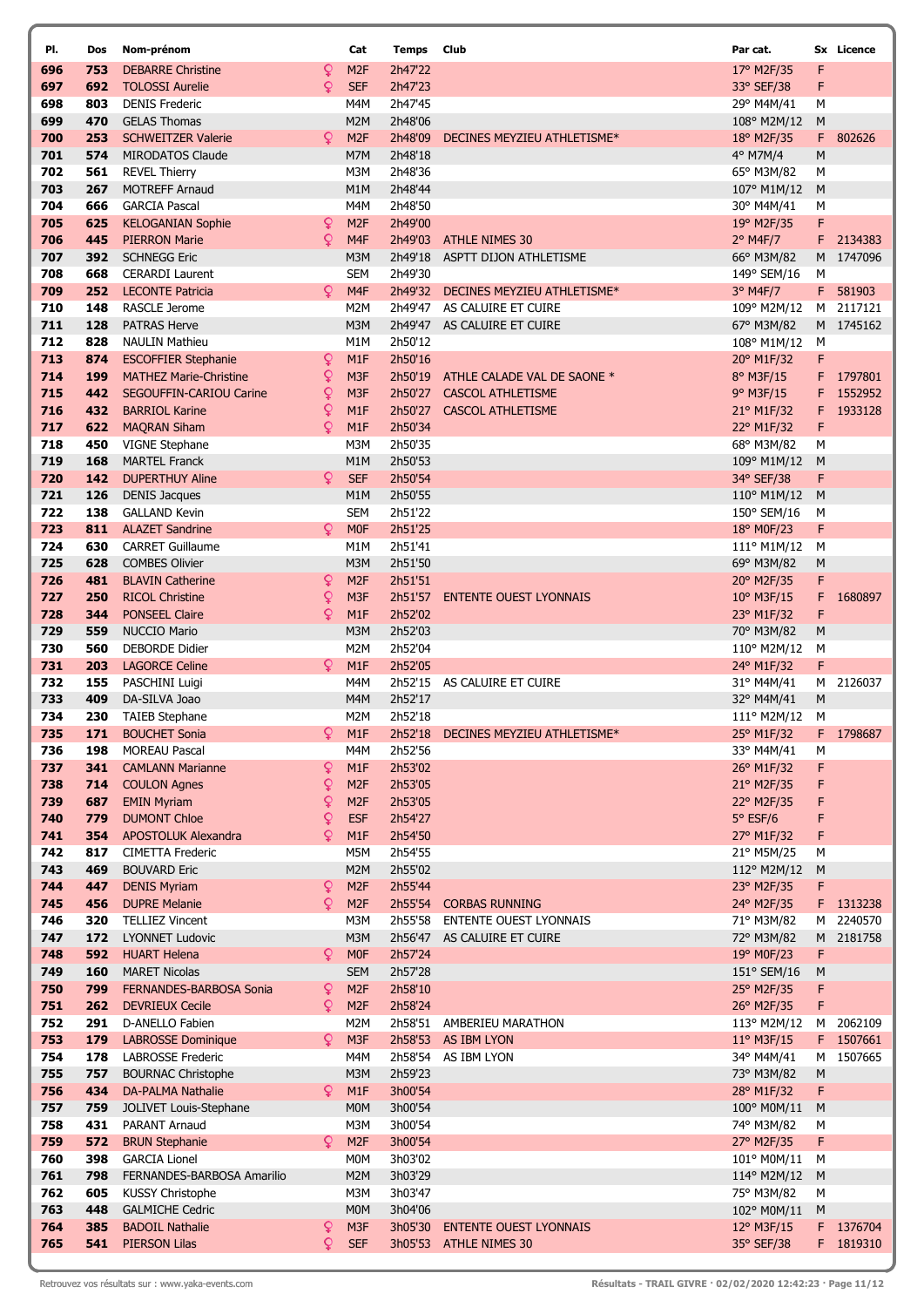| Pl. | Dos | Nom-prénom | | Cat | Temps | Club | Par cat. | Sx | Licence |
|---|---|---|---|---|---|---|---|---|---|
| 696 | 753 | DEBARRE Christine | ♀ | M2F | 2h47'22 | | 17° M2F/35 | F | |
| 697 | 692 | TOLOSSI Aurelie | ♀ | SEF | 2h47'23 | | 33° SEF/38 | F | |
| 698 | 803 | DENIS Frederic | | M4M | 2h47'45 | | 29° M4M/41 | M | |
| 699 | 470 | GELAS Thomas | | M2M | 2h48'06 | | 108° M2M/12 | M | |
| 700 | 253 | SCHWEITZER Valerie | ♀ | M2F | 2h48'09 | DECINES MEYZIEU ATHLETISME* | 18° M2F/35 | F | 802626 |
| 701 | 574 | MIRODATOS Claude | | M7M | 2h48'18 | | 4° M7M/4 | M | |
| 702 | 561 | REVEL Thierry | | M3M | 2h48'36 | | 65° M3M/82 | M | |
| 703 | 267 | MOTREFF Arnaud | | M1M | 2h48'44 | | 107° M1M/12 | M | |
| 704 | 666 | GARCIA Pascal | | M4M | 2h48'50 | | 30° M4M/41 | M | |
| 705 | 625 | KELOGANIAN Sophie | ♀ | M2F | 2h49'00 | | 19° M2F/35 | F | |
| 706 | 445 | PIERRON Marie | ♀ | M4F | 2h49'03 | ATHLE NIMES 30 | 2° M4F/7 | F | 2134383 |
| 707 | 392 | SCHNEGG Eric | | M3M | 2h49'18 | ASPTT DIJON ATHLETISME | 66° M3M/82 | M | 1747096 |
| 708 | 668 | CERARDI Laurent | | SEM | 2h49'30 | | 149° SEM/16 | M | |
| 709 | 252 | LECONTE Patricia | ♀ | M4F | 2h49'32 | DECINES MEYZIEU ATHLETISME* | 3° M4F/7 | F | 581903 |
| 710 | 148 | RASCLE Jerome | | M2M | 2h49'47 | AS CALUIRE ET CUIRE | 109° M2M/12 | M | 2117121 |
| 711 | 128 | PATRAS Herve | | M3M | 2h49'47 | AS CALUIRE ET CUIRE | 67° M3M/82 | M | 1745162 |
| 712 | 828 | NAULIN Mathieu | | M1M | 2h50'12 | | 108° M1M/12 | M | |
| 713 | 874 | ESCOFFIER Stephanie | ♀ | M1F | 2h50'16 | | 20° M1F/32 | F | |
| 714 | 199 | MATHEZ Marie-Christine | ♀ | M3F | 2h50'19 | ATHLE CALADE VAL DE SAONE * | 8° M3F/15 | F | 1797801 |
| 715 | 442 | SEGOUFFIN-CARIOU Carine | ♀ | M3F | 2h50'27 | CASCOL ATHLETISME | 9° M3F/15 | F | 1552952 |
| 716 | 432 | BARRIOL Karine | ♀ | M1F | 2h50'27 | CASCOL ATHLETISME | 21° M1F/32 | F | 1933128 |
| 717 | 622 | MAQRAN Siham | ♀ | M1F | 2h50'34 | | 22° M1F/32 | F | |
| 718 | 450 | VIGNE Stephane | | M3M | 2h50'35 | | 68° M3M/82 | M | |
| 719 | 168 | MARTEL Franck | | M1M | 2h50'53 | | 109° M1M/12 | M | |
| 720 | 142 | DUPERTHUY Aline | ♀ | SEF | 2h50'54 | | 34° SEF/38 | F | |
| 721 | 126 | DENIS Jacques | | M1M | 2h50'55 | | 110° M1M/12 | M | |
| 722 | 138 | GALLAND Kevin | | SEM | 2h51'22 | | 150° SEM/16 | M | |
| 723 | 811 | ALAZET Sandrine | ♀ | M0F | 2h51'25 | | 18° M0F/23 | F | |
| 724 | 630 | CARRET Guillaume | | M1M | 2h51'41 | | 111° M1M/12 | M | |
| 725 | 628 | COMBES Olivier | | M3M | 2h51'50 | | 69° M3M/82 | M | |
| 726 | 481 | BLAVIN Catherine | ♀ | M2F | 2h51'51 | | 20° M2F/35 | F | |
| 727 | 250 | RICOL Christine | ♀ | M3F | 2h51'57 | ENTENTE OUEST LYONNAIS | 10° M3F/15 | F | 1680897 |
| 728 | 344 | PONSEEL Claire | ♀ | M1F | 2h52'02 | | 23° M1F/32 | F | |
| 729 | 559 | NUCCIO Mario | | M3M | 2h52'03 | | 70° M3M/82 | M | |
| 730 | 560 | DEBORDE Didier | | M2M | 2h52'04 | | 110° M2M/12 | M | |
| 731 | 203 | LAGORCE Celine | ♀ | M1F | 2h52'05 | | 24° M1F/32 | F | |
| 732 | 155 | PASCHINI Luigi | | M4M | 2h52'15 | AS CALUIRE ET CUIRE | 31° M4M/41 | M | 2126037 |
| 733 | 409 | DA-SILVA Joao | | M4M | 2h52'17 | | 32° M4M/41 | M | |
| 734 | 230 | TAIEB Stephane | | M2M | 2h52'18 | | 111° M2M/12 | M | |
| 735 | 171 | BOUCHET Sonia | ♀ | M1F | 2h52'18 | DECINES MEYZIEU ATHLETISME* | 25° M1F/32 | F | 1798687 |
| 736 | 198 | MOREAU Pascal | | M4M | 2h52'56 | | 33° M4M/41 | M | |
| 737 | 341 | CAMLANN Marianne | ♀ | M1F | 2h53'02 | | 26° M1F/32 | F | |
| 738 | 714 | COULON Agnes | ♀ | M2F | 2h53'05 | | 21° M2F/35 | F | |
| 739 | 687 | EMIN Myriam | ♀ | M2F | 2h53'05 | | 22° M2F/35 | F | |
| 740 | 779 | DUMONT Chloe | ♀ | ESF | 2h54'27 | | 5° ESF/6 | F | |
| 741 | 354 | APOSTOLUK Alexandra | ♀ | M1F | 2h54'50 | | 27° M1F/32 | F | |
| 742 | 817 | CIMETTA Frederic | | M5M | 2h54'55 | | 21° M5M/25 | M | |
| 743 | 469 | BOUVARD Eric | | M2M | 2h55'02 | | 112° M2M/12 | M | |
| 744 | 447 | DENIS Myriam | ♀ | M2F | 2h55'44 | | 23° M2F/35 | F | |
| 745 | 456 | DUPRE Melanie | ♀ | M2F | 2h55'54 | CORBAS RUNNING | 24° M2F/35 | F | 1313238 |
| 746 | 320 | TELLIEZ Vincent | | M3M | 2h55'58 | ENTENTE OUEST LYONNAIS | 71° M3M/82 | M | 2240570 |
| 747 | 172 | LYONNET Ludovic | | M3M | 2h56'47 | AS CALUIRE ET CUIRE | 72° M3M/82 | M | 2181758 |
| 748 | 592 | HUART Helena | ♀ | M0F | 2h57'24 | | 19° M0F/23 | F | |
| 749 | 160 | MARET Nicolas | | SEM | 2h57'28 | | 151° SEM/16 | M | |
| 750 | 799 | FERNANDES-BARBOSA Sonia | ♀ | M2F | 2h58'10 | | 25° M2F/35 | F | |
| 751 | 262 | DEVRIEUX Cecile | ♀ | M2F | 2h58'24 | | 26° M2F/35 | F | |
| 752 | 291 | D-ANELLO Fabien | | M2M | 2h58'51 | AMBERIEU MARATHON | 113° M2M/12 | M | 2062109 |
| 753 | 179 | LABROSSE Dominique | ♀ | M3F | 2h58'53 | AS IBM LYON | 11° M3F/15 | F | 1507661 |
| 754 | 178 | LABROSSE Frederic | | M4M | 2h58'54 | AS IBM LYON | 34° M4M/41 | M | 1507665 |
| 755 | 757 | BOURNAC Christophe | | M3M | 2h59'23 | | 73° M3M/82 | M | |
| 756 | 434 | DA-PALMA Nathalie | ♀ | M1F | 3h00'54 | | 28° M1F/32 | F | |
| 757 | 759 | JOLIVET Louis-Stephane | | M0M | 3h00'54 | | 100° M0M/11 | M | |
| 758 | 431 | PARANT Arnaud | | M3M | 3h00'54 | | 74° M3M/82 | M | |
| 759 | 572 | BRUN Stephanie | ♀ | M2F | 3h00'54 | | 27° M2F/35 | F | |
| 760 | 398 | GARCIA Lionel | | M0M | 3h03'02 | | 101° M0M/11 | M | |
| 761 | 798 | FERNANDES-BARBOSA Amarilio | | M2M | 3h03'29 | | 114° M2M/12 | M | |
| 762 | 605 | KUSSY Christophe | | M3M | 3h03'47 | | 75° M3M/82 | M | |
| 763 | 448 | GALMICHE Cedric | | M0M | 3h04'06 | | 102° M0M/11 | M | |
| 764 | 385 | BADOIL Nathalie | ♀ | M3F | 3h05'30 | ENTENTE OUEST LYONNAIS | 12° M3F/15 | F | 1376704 |
| 765 | 541 | PIERSON Lilas | ♀ | SEF | 3h05'53 | ATHLE NIMES 30 | 35° SEF/38 | F | 1819310 |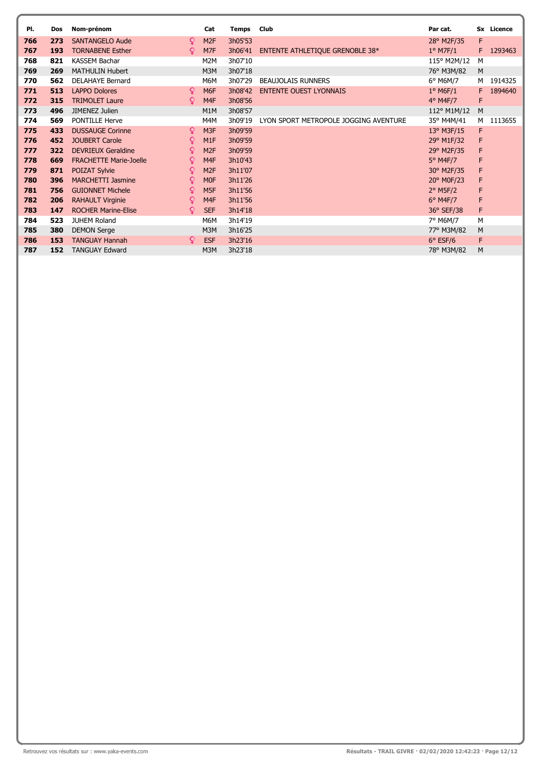| Pl. | Dos | Nom-prénom | | Cat | Temps | Club | Par cat. | Sx | Licence |
|---|---|---|---|---|---|---|---|---|---|
| 766 | 273 | SANTANGELO Aude | ♀ | M2F | 3h05'53 | | 28° M2F/35 | F | |
| 767 | 193 | TORNABENE Esther | ♀ | M7F | 3h06'41 | ENTENTE ATHLETIQUE GRENOBLE 38* | 1° M7F/1 | F | 1293463 |
| 768 | 821 | KASSEM Bachar | | M2M | 3h07'10 | | 115° M2M/12 | M | |
| 769 | 269 | MATHULIN Hubert | | M3M | 3h07'18 | | 76° M3M/82 | M | |
| 770 | 562 | DELAHAYE Bernard | | M6M | 3h07'29 | BEAUJOLAIS RUNNERS | 6° M6M/7 | M | 1914325 |
| 771 | 513 | LAPPO Dolores | ♀ | M6F | 3h08'42 | ENTENTE OUEST LYONNAIS | 1° M6F/1 | F | 1894640 |
| 772 | 315 | TRIMOLET Laure | ♀ | M4F | 3h08'56 | | 4° M4F/7 | F | |
| 773 | 496 | JIMENEZ Julien | | M1M | 3h08'57 | | 112° M1M/12 | M | |
| 774 | 569 | PONTILLE Herve | | M4M | 3h09'19 | LYON SPORT METROPOLE JOGGING AVENTURE | 35° M4M/41 | M | 1113655 |
| 775 | 433 | DUSSAUGE Corinne | ♀ | M3F | 3h09'59 | | 13° M3F/15 | F | |
| 776 | 452 | JOUBERT Carole | ♀ | M1F | 3h09'59 | | 29° M1F/32 | F | |
| 777 | 322 | DEVRIEUX Geraldine | ♀ | M2F | 3h09'59 | | 29° M2F/35 | F | |
| 778 | 669 | FRACHETTE Marie-Joelle | ♀ | M4F | 3h10'43 | | 5° M4F/7 | F | |
| 779 | 871 | POIZAT Sylvie | ♀ | M2F | 3h11'07 | | 30° M2F/35 | F | |
| 780 | 396 | MARCHETTI Jasmine | ♀ | M0F | 3h11'26 | | 20° M0F/23 | F | |
| 781 | 756 | GUIONNET Michele | ♀ | M5F | 3h11'56 | | 2° M5F/2 | F | |
| 782 | 206 | RAHAULT Virginie | ♀ | M4F | 3h11'56 | | 6° M4F/7 | F | |
| 783 | 147 | ROCHER Marine-Elise | ♀ | SEF | 3h14'18 | | 36° SEF/38 | F | |
| 784 | 523 | JUHEM Roland | | M6M | 3h14'19 | | 7° M6M/7 | M | |
| 785 | 380 | DEMON Serge | | M3M | 3h16'25 | | 77° M3M/82 | M | |
| 786 | 153 | TANGUAY Hannah | ♀ | ESF | 3h23'16 | | 6° ESF/6 | F | |
| 787 | 152 | TANGUAY Edward | | M3M | 3h23'18 | | 78° M3M/82 | M | |